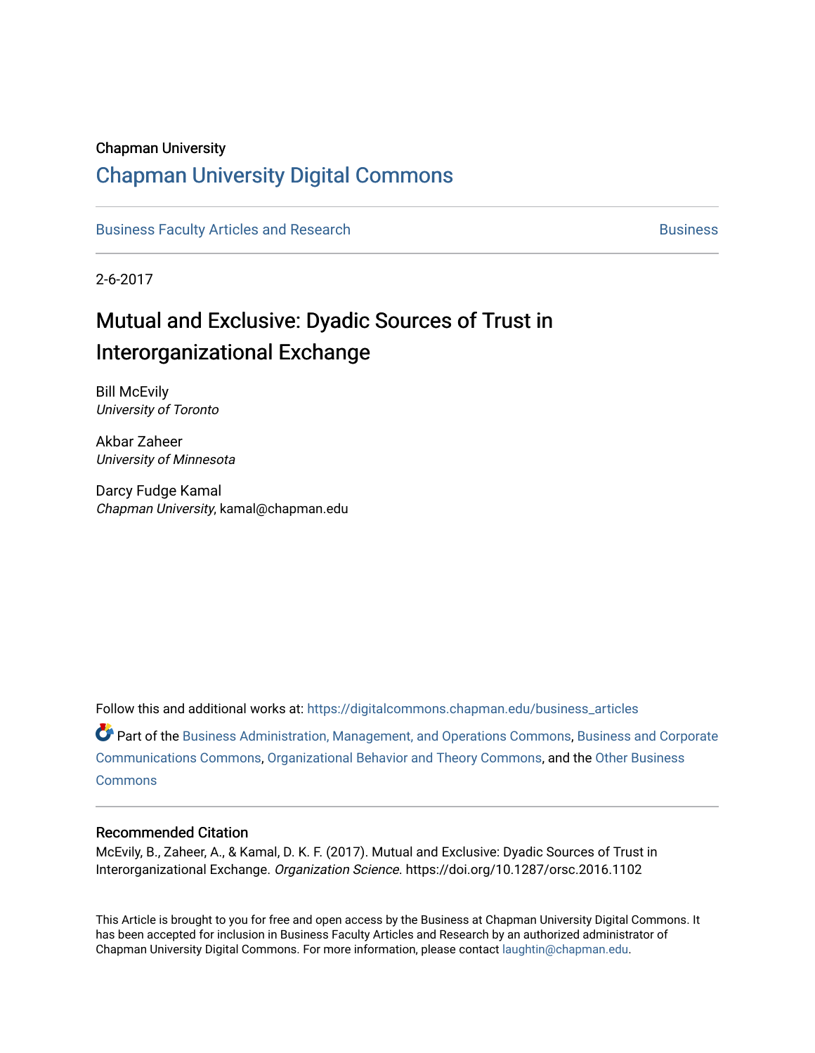Chapman University

# Chapman University Digital Commons

Business Faculty Articles and Research | Business

2-6-2017

## Mutual and Exclusive: Dyadic Sources of Trust in Interorganizational Exchange

Bill McEvily
*University of Toronto*

Akbar Zaheer
*University of Minnesota*

Darcy Fudge Kamal
*Chapman University*, kamal@chapman.edu

Follow this and additional works at: https://digitalcommons.chapman.edu/business_articles

Part of the Business Administration, Management, and Operations Commons, Business and Corporate Communications Commons, Organizational Behavior and Theory Commons, and the Other Business Commons

### Recommended Citation

McEvily, B., Zaheer, A., & Kamal, D. K. F. (2017). Mutual and Exclusive: Dyadic Sources of Trust in Interorganizational Exchange. *Organization Science*. https://doi.org/10.1287/orsc.2016.1102

This Article is brought to you for free and open access by the Business at Chapman University Digital Commons. It has been accepted for inclusion in Business Faculty Articles and Research by an authorized administrator of Chapman University Digital Commons. For more information, please contact laughtin@chapman.edu.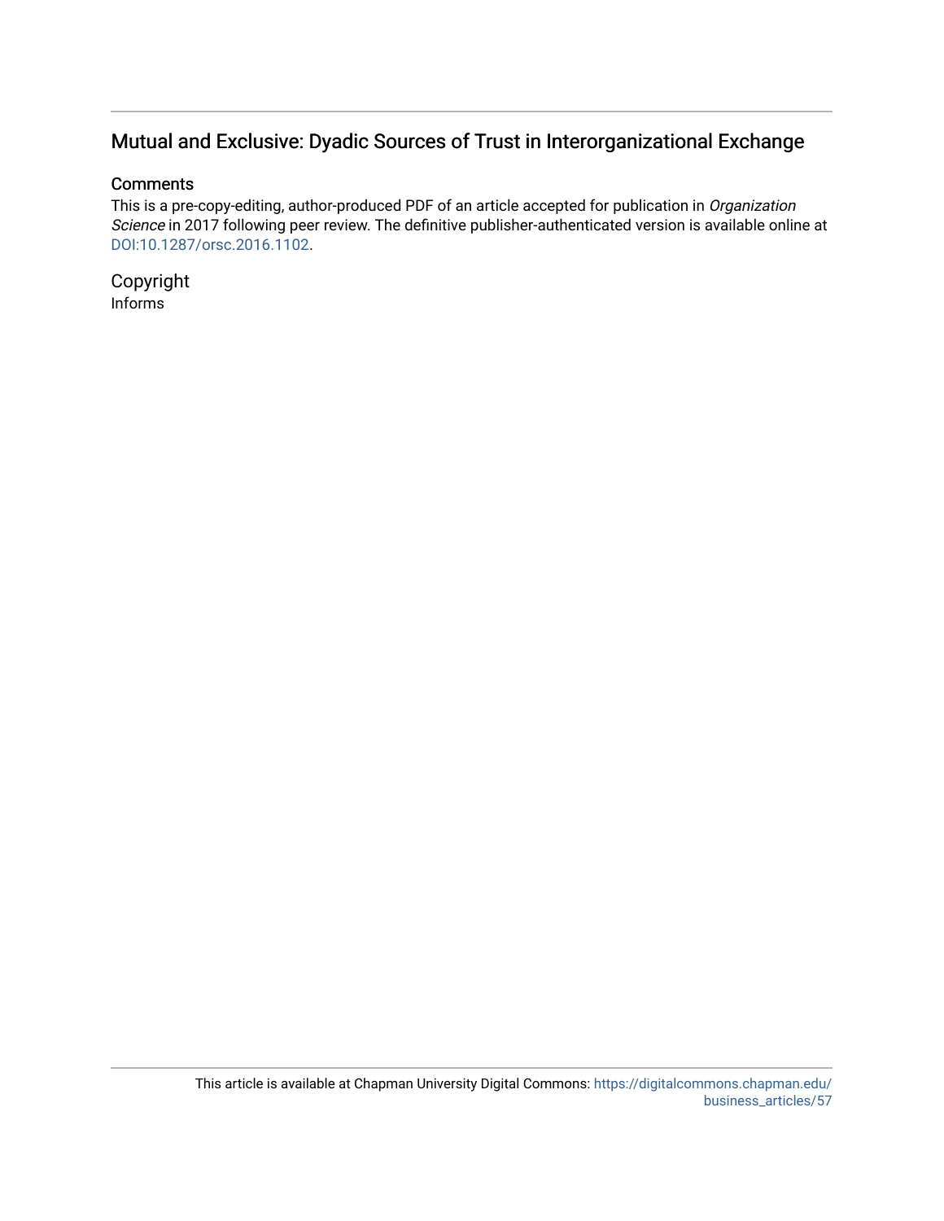## Mutual and Exclusive: Dyadic Sources of Trust in Interorganizational Exchange

### Comments

This is a pre-copy-editing, author-produced PDF of an article accepted for publication in *Organization Science* in 2017 following peer review. The definitive publisher-authenticated version is available online at DOI:10.1287/orsc.2016.1102.

### Copyright

Informs

This article is available at Chapman University Digital Commons: https://digitalcommons.chapman.edu/business_articles/57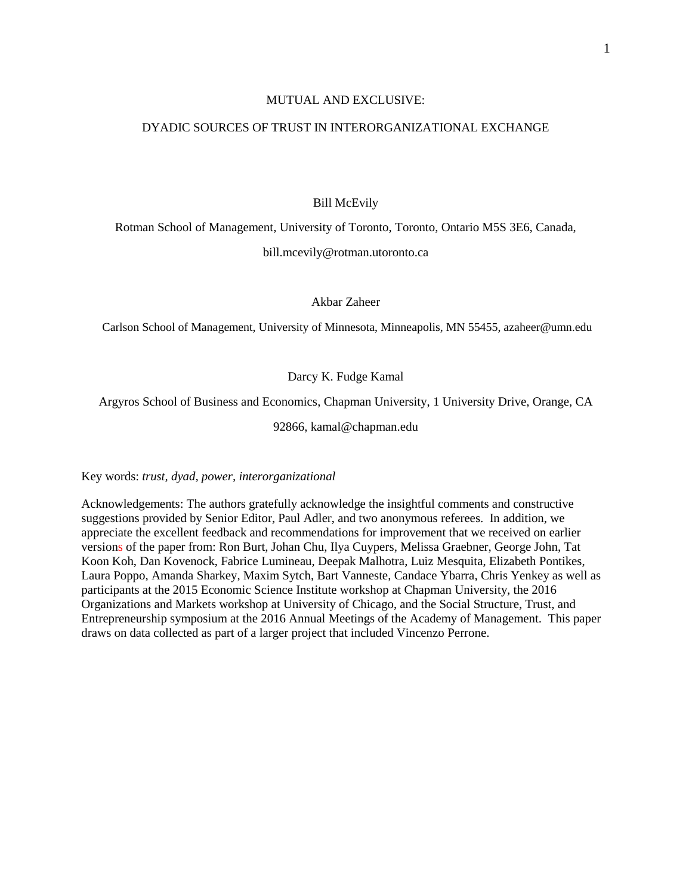MUTUAL AND EXCLUSIVE:

DYADIC SOURCES OF TRUST IN INTERORGANIZATIONAL EXCHANGE

Bill McEvily

Rotman School of Management, University of Toronto, Toronto, Ontario M5S 3E6, Canada,

bill.mcevily@rotman.utoronto.ca

Akbar Zaheer

Carlson School of Management, University of Minnesota, Minneapolis, MN 55455, azaheer@umn.edu

Darcy K. Fudge Kamal

Argyros School of Business and Economics, Chapman University, 1 University Drive, Orange, CA 92866, kamal@chapman.edu

Key words: *trust, dyad, power, interorganizational*

Acknowledgements: The authors gratefully acknowledge the insightful comments and constructive suggestions provided by Senior Editor, Paul Adler, and two anonymous referees. In addition, we appreciate the excellent feedback and recommendations for improvement that we received on earlier versions of the paper from: Ron Burt, Johan Chu, Ilya Cuypers, Melissa Graebner, George John, Tat Koon Koh, Dan Kovenock, Fabrice Lumineau, Deepak Malhotra, Luiz Mesquita, Elizabeth Pontikes, Laura Poppo, Amanda Sharkey, Maxim Sytch, Bart Vanneste, Candace Ybarra, Chris Yenkey as well as participants at the 2015 Economic Science Institute workshop at Chapman University, the 2016 Organizations and Markets workshop at University of Chicago, and the Social Structure, Trust, and Entrepreneurship symposium at the 2016 Annual Meetings of the Academy of Management. This paper draws on data collected as part of a larger project that included Vincenzo Perrone.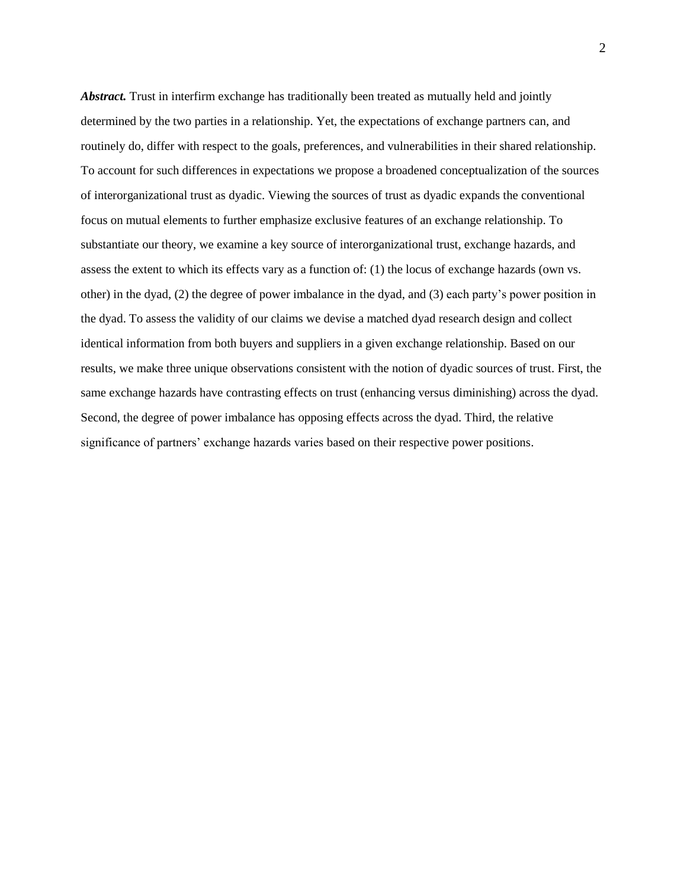***Abstract.*** Trust in interfirm exchange has traditionally been treated as mutually held and jointly determined by the two parties in a relationship. Yet, the expectations of exchange partners can, and routinely do, differ with respect to the goals, preferences, and vulnerabilities in their shared relationship. To account for such differences in expectations we propose a broadened conceptualization of the sources of interorganizational trust as dyadic. Viewing the sources of trust as dyadic expands the conventional focus on mutual elements to further emphasize exclusive features of an exchange relationship. To substantiate our theory, we examine a key source of interorganizational trust, exchange hazards, and assess the extent to which its effects vary as a function of: (1) the locus of exchange hazards (own vs. other) in the dyad, (2) the degree of power imbalance in the dyad, and (3) each party's power position in the dyad. To assess the validity of our claims we devise a matched dyad research design and collect identical information from both buyers and suppliers in a given exchange relationship. Based on our results, we make three unique observations consistent with the notion of dyadic sources of trust. First, the same exchange hazards have contrasting effects on trust (enhancing versus diminishing) across the dyad. Second, the degree of power imbalance has opposing effects across the dyad. Third, the relative significance of partners' exchange hazards varies based on their respective power positions.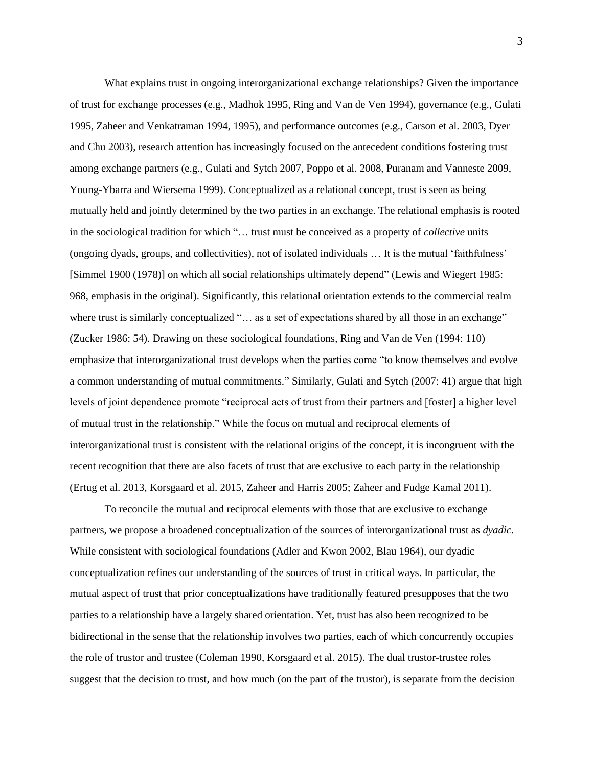What explains trust in ongoing interorganizational exchange relationships? Given the importance of trust for exchange processes (e.g., Madhok 1995, Ring and Van de Ven 1994), governance (e.g., Gulati 1995, Zaheer and Venkatraman 1994, 1995), and performance outcomes (e.g., Carson et al. 2003, Dyer and Chu 2003), research attention has increasingly focused on the antecedent conditions fostering trust among exchange partners (e.g., Gulati and Sytch 2007, Poppo et al. 2008, Puranam and Vanneste 2009, Young-Ybarra and Wiersema 1999). Conceptualized as a relational concept, trust is seen as being mutually held and jointly determined by the two parties in an exchange. The relational emphasis is rooted in the sociological tradition for which "… trust must be conceived as a property of *collective* units (ongoing dyads, groups, and collectivities), not of isolated individuals … It is the mutual 'faithfulness' [Simmel 1900 (1978)] on which all social relationships ultimately depend" (Lewis and Wiegert 1985: 968, emphasis in the original). Significantly, this relational orientation extends to the commercial realm where trust is similarly conceptualized "… as a set of expectations shared by all those in an exchange" (Zucker 1986: 54). Drawing on these sociological foundations, Ring and Van de Ven (1994: 110) emphasize that interorganizational trust develops when the parties come "to know themselves and evolve a common understanding of mutual commitments." Similarly, Gulati and Sytch (2007: 41) argue that high levels of joint dependence promote "reciprocal acts of trust from their partners and [foster] a higher level of mutual trust in the relationship." While the focus on mutual and reciprocal elements of interorganizational trust is consistent with the relational origins of the concept, it is incongruent with the recent recognition that there are also facets of trust that are exclusive to each party in the relationship (Ertug et al. 2013, Korsgaard et al. 2015, Zaheer and Harris 2005; Zaheer and Fudge Kamal 2011).

To reconcile the mutual and reciprocal elements with those that are exclusive to exchange partners, we propose a broadened conceptualization of the sources of interorganizational trust as *dyadic*. While consistent with sociological foundations (Adler and Kwon 2002, Blau 1964), our dyadic conceptualization refines our understanding of the sources of trust in critical ways. In particular, the mutual aspect of trust that prior conceptualizations have traditionally featured presupposes that the two parties to a relationship have a largely shared orientation. Yet, trust has also been recognized to be bidirectional in the sense that the relationship involves two parties, each of which concurrently occupies the role of trustor and trustee (Coleman 1990, Korsgaard et al. 2015). The dual trustor-trustee roles suggest that the decision to trust, and how much (on the part of the trustor), is separate from the decision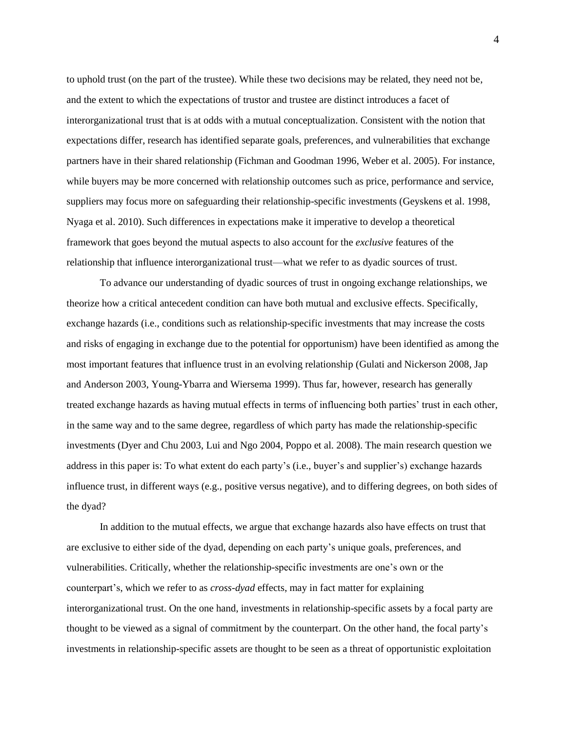to uphold trust (on the part of the trustee). While these two decisions may be related, they need not be, and the extent to which the expectations of trustor and trustee are distinct introduces a facet of interorganizational trust that is at odds with a mutual conceptualization. Consistent with the notion that expectations differ, research has identified separate goals, preferences, and vulnerabilities that exchange partners have in their shared relationship (Fichman and Goodman 1996, Weber et al. 2005). For instance, while buyers may be more concerned with relationship outcomes such as price, performance and service, suppliers may focus more on safeguarding their relationship-specific investments (Geyskens et al. 1998, Nyaga et al. 2010). Such differences in expectations make it imperative to develop a theoretical framework that goes beyond the mutual aspects to also account for the *exclusive* features of the relationship that influence interorganizational trust—what we refer to as dyadic sources of trust.

To advance our understanding of dyadic sources of trust in ongoing exchange relationships, we theorize how a critical antecedent condition can have both mutual and exclusive effects. Specifically, exchange hazards (i.e., conditions such as relationship-specific investments that may increase the costs and risks of engaging in exchange due to the potential for opportunism) have been identified as among the most important features that influence trust in an evolving relationship (Gulati and Nickerson 2008, Jap and Anderson 2003, Young-Ybarra and Wiersema 1999). Thus far, however, research has generally treated exchange hazards as having mutual effects in terms of influencing both parties' trust in each other, in the same way and to the same degree, regardless of which party has made the relationship-specific investments (Dyer and Chu 2003, Lui and Ngo 2004, Poppo et al. 2008). The main research question we address in this paper is: To what extent do each party's (i.e., buyer's and supplier's) exchange hazards influence trust, in different ways (e.g., positive versus negative), and to differing degrees, on both sides of the dyad?

In addition to the mutual effects, we argue that exchange hazards also have effects on trust that are exclusive to either side of the dyad, depending on each party's unique goals, preferences, and vulnerabilities. Critically, whether the relationship-specific investments are one's own or the counterpart's, which we refer to as *cross-dyad* effects, may in fact matter for explaining interorganizational trust. On the one hand, investments in relationship-specific assets by a focal party are thought to be viewed as a signal of commitment by the counterpart. On the other hand, the focal party's investments in relationship-specific assets are thought to be seen as a threat of opportunistic exploitation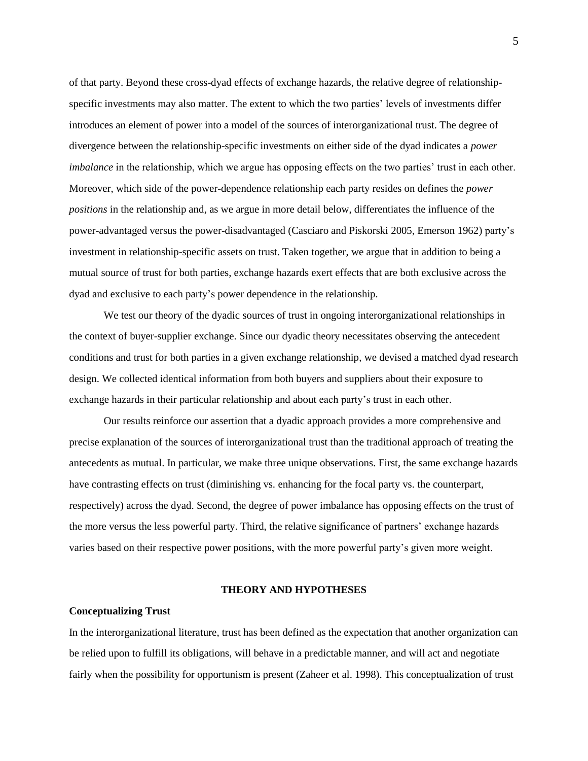of that party. Beyond these cross-dyad effects of exchange hazards, the relative degree of relationship-specific investments may also matter. The extent to which the two parties' levels of investments differ introduces an element of power into a model of the sources of interorganizational trust. The degree of divergence between the relationship-specific investments on either side of the dyad indicates a *power imbalance* in the relationship, which we argue has opposing effects on the two parties' trust in each other. Moreover, which side of the power-dependence relationship each party resides on defines the *power positions* in the relationship and, as we argue in more detail below, differentiates the influence of the power-advantaged versus the power-disadvantaged (Casciaro and Piskorski 2005, Emerson 1962) party's investment in relationship-specific assets on trust. Taken together, we argue that in addition to being a mutual source of trust for both parties, exchange hazards exert effects that are both exclusive across the dyad and exclusive to each party's power dependence in the relationship.

We test our theory of the dyadic sources of trust in ongoing interorganizational relationships in the context of buyer-supplier exchange. Since our dyadic theory necessitates observing the antecedent conditions and trust for both parties in a given exchange relationship, we devised a matched dyad research design. We collected identical information from both buyers and suppliers about their exposure to exchange hazards in their particular relationship and about each party's trust in each other.

Our results reinforce our assertion that a dyadic approach provides a more comprehensive and precise explanation of the sources of interorganizational trust than the traditional approach of treating the antecedents as mutual. In particular, we make three unique observations. First, the same exchange hazards have contrasting effects on trust (diminishing vs. enhancing for the focal party vs. the counterpart, respectively) across the dyad. Second, the degree of power imbalance has opposing effects on the trust of the more versus the less powerful party. Third, the relative significance of partners' exchange hazards varies based on their respective power positions, with the more powerful party's given more weight.

## THEORY AND HYPOTHESES

### Conceptualizing Trust

In the interorganizational literature, trust has been defined as the expectation that another organization can be relied upon to fulfill its obligations, will behave in a predictable manner, and will act and negotiate fairly when the possibility for opportunism is present (Zaheer et al. 1998). This conceptualization of trust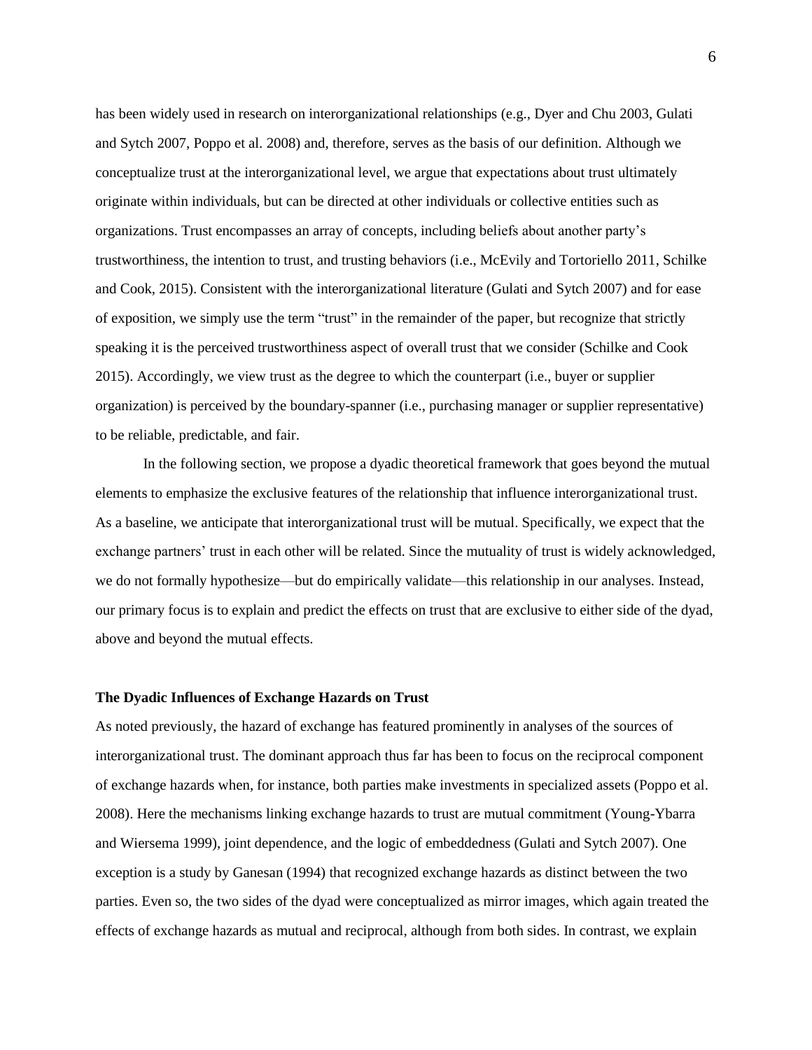has been widely used in research on interorganizational relationships (e.g., Dyer and Chu 2003, Gulati and Sytch 2007, Poppo et al. 2008) and, therefore, serves as the basis of our definition. Although we conceptualize trust at the interorganizational level, we argue that expectations about trust ultimately originate within individuals, but can be directed at other individuals or collective entities such as organizations. Trust encompasses an array of concepts, including beliefs about another party's trustworthiness, the intention to trust, and trusting behaviors (i.e., McEvily and Tortoriello 2011, Schilke and Cook, 2015). Consistent with the interorganizational literature (Gulati and Sytch 2007) and for ease of exposition, we simply use the term "trust" in the remainder of the paper, but recognize that strictly speaking it is the perceived trustworthiness aspect of overall trust that we consider (Schilke and Cook 2015). Accordingly, we view trust as the degree to which the counterpart (i.e., buyer or supplier organization) is perceived by the boundary-spanner (i.e., purchasing manager or supplier representative) to be reliable, predictable, and fair.

In the following section, we propose a dyadic theoretical framework that goes beyond the mutual elements to emphasize the exclusive features of the relationship that influence interorganizational trust. As a baseline, we anticipate that interorganizational trust will be mutual. Specifically, we expect that the exchange partners' trust in each other will be related. Since the mutuality of trust is widely acknowledged, we do not formally hypothesize—but do empirically validate—this relationship in our analyses. Instead, our primary focus is to explain and predict the effects on trust that are exclusive to either side of the dyad, above and beyond the mutual effects.

**The Dyadic Influences of Exchange Hazards on Trust**

As noted previously, the hazard of exchange has featured prominently in analyses of the sources of interorganizational trust. The dominant approach thus far has been to focus on the reciprocal component of exchange hazards when, for instance, both parties make investments in specialized assets (Poppo et al. 2008). Here the mechanisms linking exchange hazards to trust are mutual commitment (Young-Ybarra and Wiersema 1999), joint dependence, and the logic of embeddedness (Gulati and Sytch 2007). One exception is a study by Ganesan (1994) that recognized exchange hazards as distinct between the two parties. Even so, the two sides of the dyad were conceptualized as mirror images, which again treated the effects of exchange hazards as mutual and reciprocal, although from both sides. In contrast, we explain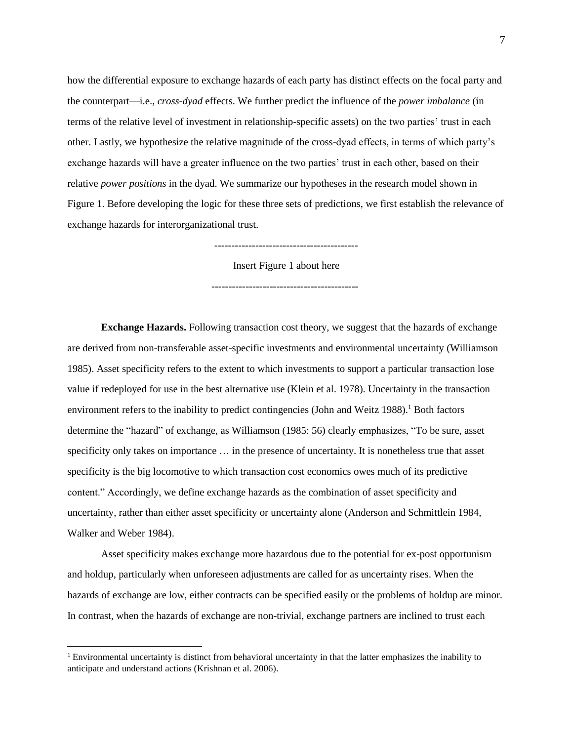how the differential exposure to exchange hazards of each party has distinct effects on the focal party and the counterpart—i.e., *cross-dyad* effects. We further predict the influence of the *power imbalance* (in terms of the relative level of investment in relationship-specific assets) on the two parties' trust in each other. Lastly, we hypothesize the relative magnitude of the cross-dyad effects, in terms of which party's exchange hazards will have a greater influence on the two parties' trust in each other, based on their relative *power positions* in the dyad. We summarize our hypotheses in the research model shown in Figure 1. Before developing the logic for these three sets of predictions, we first establish the relevance of exchange hazards for interorganizational trust.

------------------------------------------

Insert Figure 1 about here

------------------------------------------

**Exchange Hazards.** Following transaction cost theory, we suggest that the hazards of exchange are derived from non-transferable asset-specific investments and environmental uncertainty (Williamson 1985). Asset specificity refers to the extent to which investments to support a particular transaction lose value if redeployed for use in the best alternative use (Klein et al. 1978). Uncertainty in the transaction environment refers to the inability to predict contingencies (John and Weitz 1988).[1] Both factors determine the "hazard" of exchange, as Williamson (1985: 56) clearly emphasizes, "To be sure, asset specificity only takes on importance … in the presence of uncertainty. It is nonetheless true that asset specificity is the big locomotive to which transaction cost economics owes much of its predictive content." Accordingly, we define exchange hazards as the combination of asset specificity and uncertainty, rather than either asset specificity or uncertainty alone (Anderson and Schmittlein 1984, Walker and Weber 1984).

Asset specificity makes exchange more hazardous due to the potential for ex-post opportunism and holdup, particularly when unforeseen adjustments are called for as uncertainty rises. When the hazards of exchange are low, either contracts can be specified easily or the problems of holdup are minor. In contrast, when the hazards of exchange are non-trivial, exchange partners are inclined to trust each

[1] Environmental uncertainty is distinct from behavioral uncertainty in that the latter emphasizes the inability to anticipate and understand actions (Krishnan et al. 2006).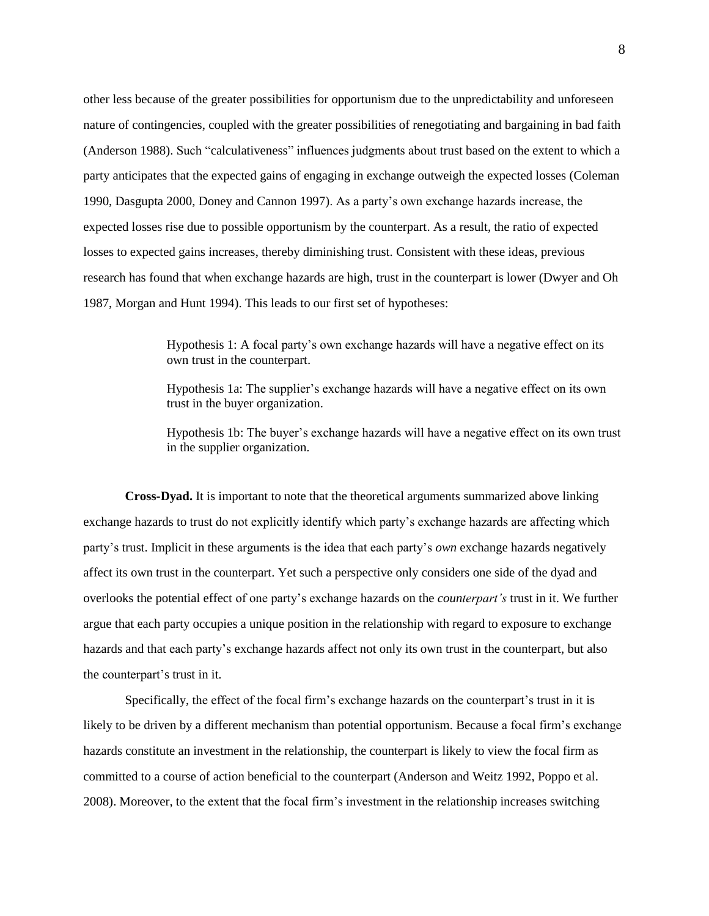other less because of the greater possibilities for opportunism due to the unpredictability and unforeseen nature of contingencies, coupled with the greater possibilities of renegotiating and bargaining in bad faith (Anderson 1988). Such "calculativeness" influences judgments about trust based on the extent to which a party anticipates that the expected gains of engaging in exchange outweigh the expected losses (Coleman 1990, Dasgupta 2000, Doney and Cannon 1997). As a party's own exchange hazards increase, the expected losses rise due to possible opportunism by the counterpart. As a result, the ratio of expected losses to expected gains increases, thereby diminishing trust. Consistent with these ideas, previous research has found that when exchange hazards are high, trust in the counterpart is lower (Dwyer and Oh 1987, Morgan and Hunt 1994). This leads to our first set of hypotheses:

> Hypothesis 1: A focal party's own exchange hazards will have a negative effect on its own trust in the counterpart.
>
> Hypothesis 1a: The supplier's exchange hazards will have a negative effect on its own trust in the buyer organization.
>
> Hypothesis 1b: The buyer's exchange hazards will have a negative effect on its own trust in the supplier organization.

**Cross-Dyad.** It is important to note that the theoretical arguments summarized above linking exchange hazards to trust do not explicitly identify which party's exchange hazards are affecting which party's trust. Implicit in these arguments is the idea that each party's *own* exchange hazards negatively affect its own trust in the counterpart. Yet such a perspective only considers one side of the dyad and overlooks the potential effect of one party's exchange hazards on the *counterpart's* trust in it. We further argue that each party occupies a unique position in the relationship with regard to exposure to exchange hazards and that each party's exchange hazards affect not only its own trust in the counterpart, but also the counterpart's trust in it.

Specifically, the effect of the focal firm's exchange hazards on the counterpart's trust in it is likely to be driven by a different mechanism than potential opportunism. Because a focal firm's exchange hazards constitute an investment in the relationship, the counterpart is likely to view the focal firm as committed to a course of action beneficial to the counterpart (Anderson and Weitz 1992, Poppo et al. 2008). Moreover, to the extent that the focal firm's investment in the relationship increases switching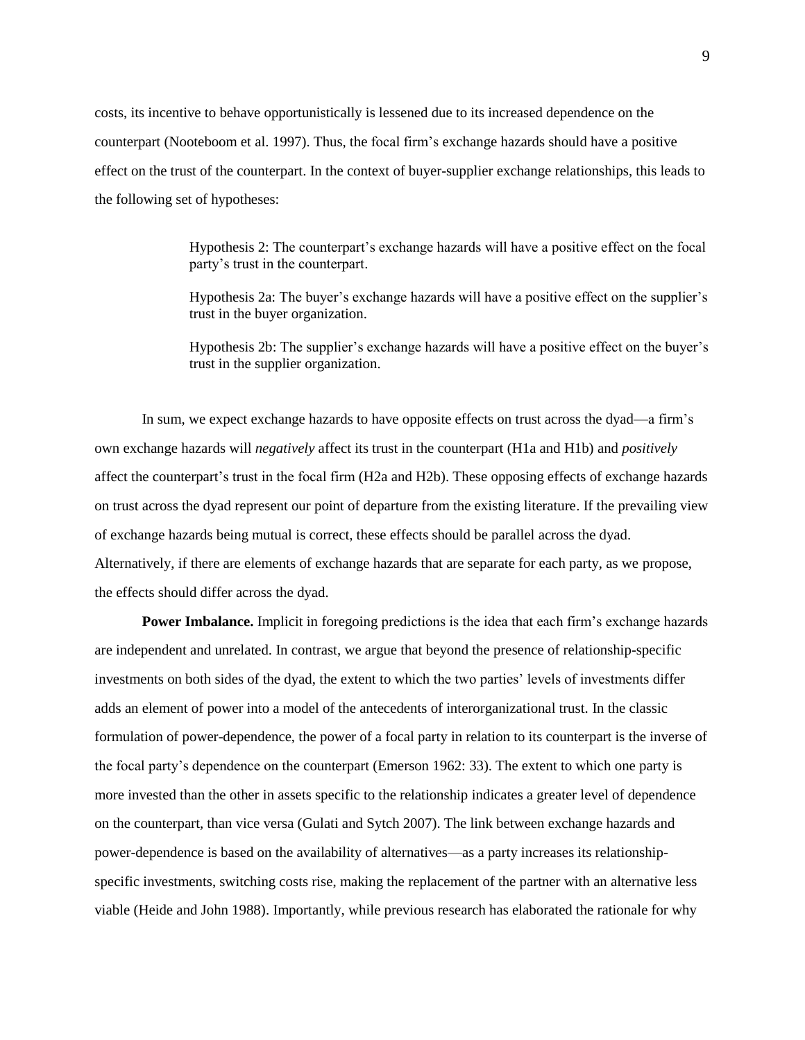costs, its incentive to behave opportunistically is lessened due to its increased dependence on the counterpart (Nooteboom et al. 1997). Thus, the focal firm's exchange hazards should have a positive effect on the trust of the counterpart. In the context of buyer-supplier exchange relationships, this leads to the following set of hypotheses:

> Hypothesis 2: The counterpart's exchange hazards will have a positive effect on the focal party's trust in the counterpart.
>
> Hypothesis 2a: The buyer's exchange hazards will have a positive effect on the supplier's trust in the buyer organization.
>
> Hypothesis 2b: The supplier's exchange hazards will have a positive effect on the buyer's trust in the supplier organization.

In sum, we expect exchange hazards to have opposite effects on trust across the dyad—a firm's own exchange hazards will *negatively* affect its trust in the counterpart (H1a and H1b) and *positively* affect the counterpart's trust in the focal firm (H2a and H2b). These opposing effects of exchange hazards on trust across the dyad represent our point of departure from the existing literature. If the prevailing view of exchange hazards being mutual is correct, these effects should be parallel across the dyad. Alternatively, if there are elements of exchange hazards that are separate for each party, as we propose, the effects should differ across the dyad.

**Power Imbalance.** Implicit in foregoing predictions is the idea that each firm's exchange hazards are independent and unrelated. In contrast, we argue that beyond the presence of relationship-specific investments on both sides of the dyad, the extent to which the two parties' levels of investments differ adds an element of power into a model of the antecedents of interorganizational trust. In the classic formulation of power-dependence, the power of a focal party in relation to its counterpart is the inverse of the focal party's dependence on the counterpart (Emerson 1962: 33). The extent to which one party is more invested than the other in assets specific to the relationship indicates a greater level of dependence on the counterpart, than vice versa (Gulati and Sytch 2007). The link between exchange hazards and power-dependence is based on the availability of alternatives—as a party increases its relationship-specific investments, switching costs rise, making the replacement of the partner with an alternative less viable (Heide and John 1988). Importantly, while previous research has elaborated the rationale for why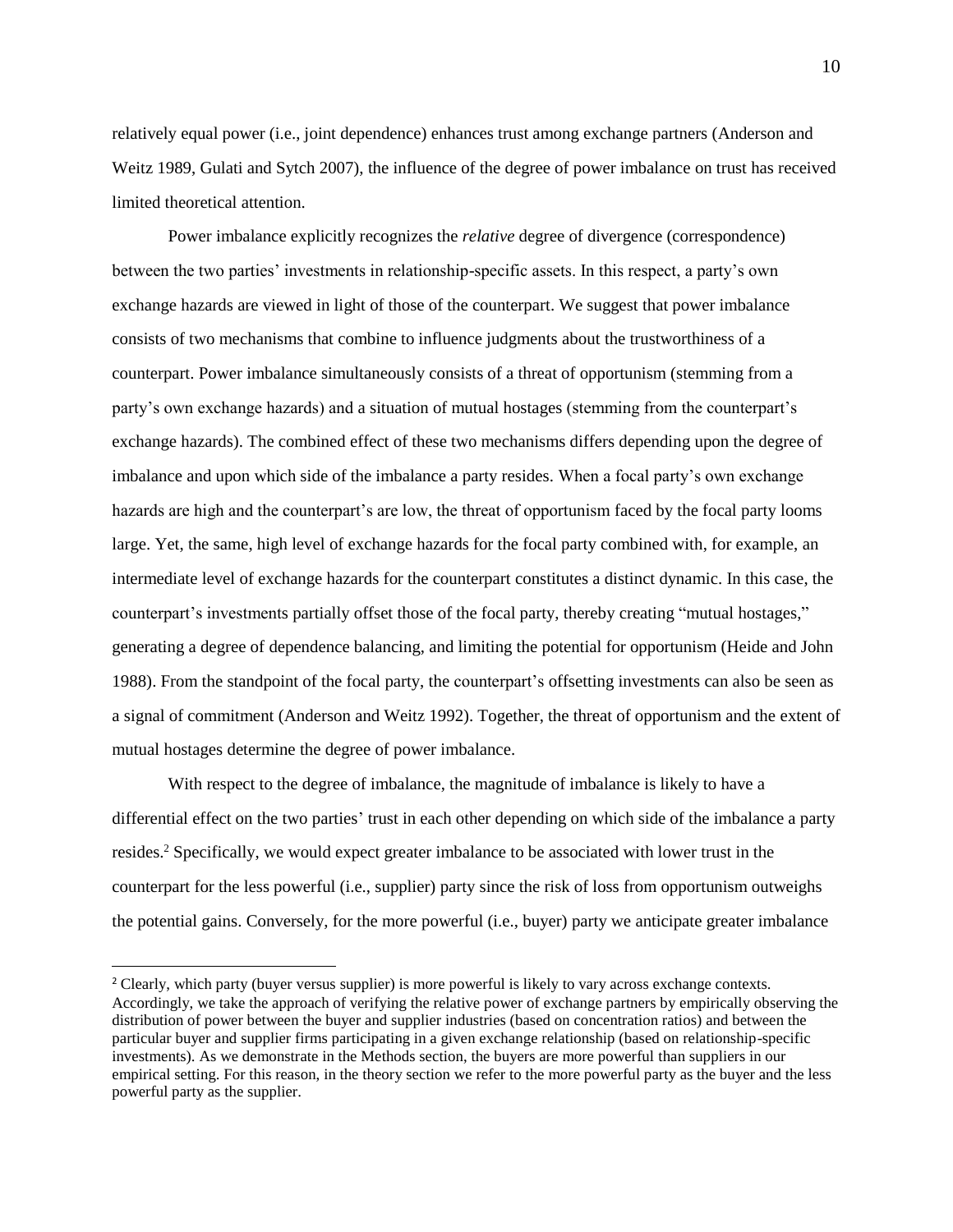relatively equal power (i.e., joint dependence) enhances trust among exchange partners (Anderson and Weitz 1989, Gulati and Sytch 2007), the influence of the degree of power imbalance on trust has received limited theoretical attention.

Power imbalance explicitly recognizes the *relative* degree of divergence (correspondence) between the two parties' investments in relationship-specific assets. In this respect, a party's own exchange hazards are viewed in light of those of the counterpart. We suggest that power imbalance consists of two mechanisms that combine to influence judgments about the trustworthiness of a counterpart. Power imbalance simultaneously consists of a threat of opportunism (stemming from a party's own exchange hazards) and a situation of mutual hostages (stemming from the counterpart's exchange hazards). The combined effect of these two mechanisms differs depending upon the degree of imbalance and upon which side of the imbalance a party resides. When a focal party's own exchange hazards are high and the counterpart's are low, the threat of opportunism faced by the focal party looms large. Yet, the same, high level of exchange hazards for the focal party combined with, for example, an intermediate level of exchange hazards for the counterpart constitutes a distinct dynamic. In this case, the counterpart's investments partially offset those of the focal party, thereby creating "mutual hostages," generating a degree of dependence balancing, and limiting the potential for opportunism (Heide and John 1988). From the standpoint of the focal party, the counterpart's offsetting investments can also be seen as a signal of commitment (Anderson and Weitz 1992). Together, the threat of opportunism and the extent of mutual hostages determine the degree of power imbalance.

With respect to the degree of imbalance, the magnitude of imbalance is likely to have a differential effect on the two parties' trust in each other depending on which side of the imbalance a party resides.[2] Specifically, we would expect greater imbalance to be associated with lower trust in the counterpart for the less powerful (i.e., supplier) party since the risk of loss from opportunism outweighs the potential gains. Conversely, for the more powerful (i.e., buyer) party we anticipate greater imbalance

[2] Clearly, which party (buyer versus supplier) is more powerful is likely to vary across exchange contexts. Accordingly, we take the approach of verifying the relative power of exchange partners by empirically observing the distribution of power between the buyer and supplier industries (based on concentration ratios) and between the particular buyer and supplier firms participating in a given exchange relationship (based on relationship-specific investments). As we demonstrate in the Methods section, the buyers are more powerful than suppliers in our empirical setting. For this reason, in the theory section we refer to the more powerful party as the buyer and the less powerful party as the supplier.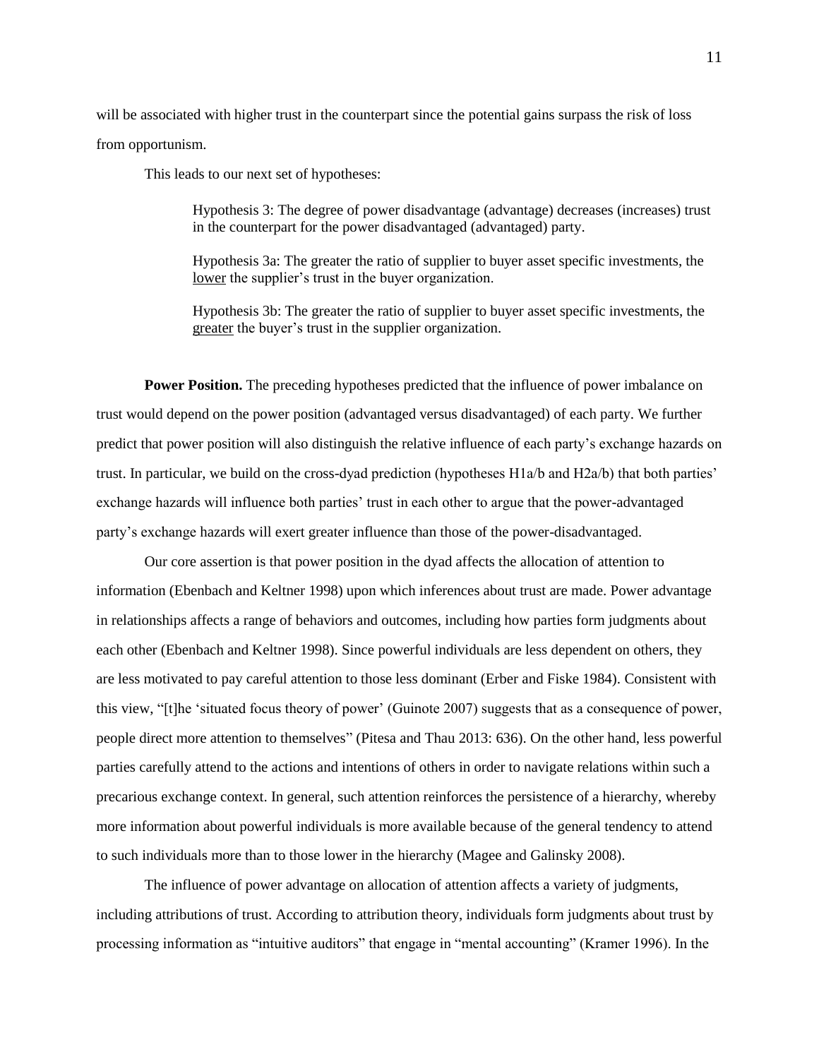will be associated with higher trust in the counterpart since the potential gains surpass the risk of loss from opportunism.

This leads to our next set of hypotheses:

> Hypothesis 3: The degree of power disadvantage (advantage) decreases (increases) trust in the counterpart for the power disadvantaged (advantaged) party.
>
> Hypothesis 3a: The greater the ratio of supplier to buyer asset specific investments, the <u>lower</u> the supplier's trust in the buyer organization.
>
> Hypothesis 3b: The greater the ratio of supplier to buyer asset specific investments, the <u>greater</u> the buyer's trust in the supplier organization.

**Power Position.** The preceding hypotheses predicted that the influence of power imbalance on trust would depend on the power position (advantaged versus disadvantaged) of each party. We further predict that power position will also distinguish the relative influence of each party's exchange hazards on trust. In particular, we build on the cross-dyad prediction (hypotheses H1a/b and H2a/b) that both parties' exchange hazards will influence both parties' trust in each other to argue that the power-advantaged party's exchange hazards will exert greater influence than those of the power-disadvantaged.

Our core assertion is that power position in the dyad affects the allocation of attention to information (Ebenbach and Keltner 1998) upon which inferences about trust are made. Power advantage in relationships affects a range of behaviors and outcomes, including how parties form judgments about each other (Ebenbach and Keltner 1998). Since powerful individuals are less dependent on others, they are less motivated to pay careful attention to those less dominant (Erber and Fiske 1984). Consistent with this view, "[t]he 'situated focus theory of power' (Guinote 2007) suggests that as a consequence of power, people direct more attention to themselves" (Pitesa and Thau 2013: 636). On the other hand, less powerful parties carefully attend to the actions and intentions of others in order to navigate relations within such a precarious exchange context. In general, such attention reinforces the persistence of a hierarchy, whereby more information about powerful individuals is more available because of the general tendency to attend to such individuals more than to those lower in the hierarchy (Magee and Galinsky 2008).

The influence of power advantage on allocation of attention affects a variety of judgments, including attributions of trust. According to attribution theory, individuals form judgments about trust by processing information as "intuitive auditors" that engage in "mental accounting" (Kramer 1996). In the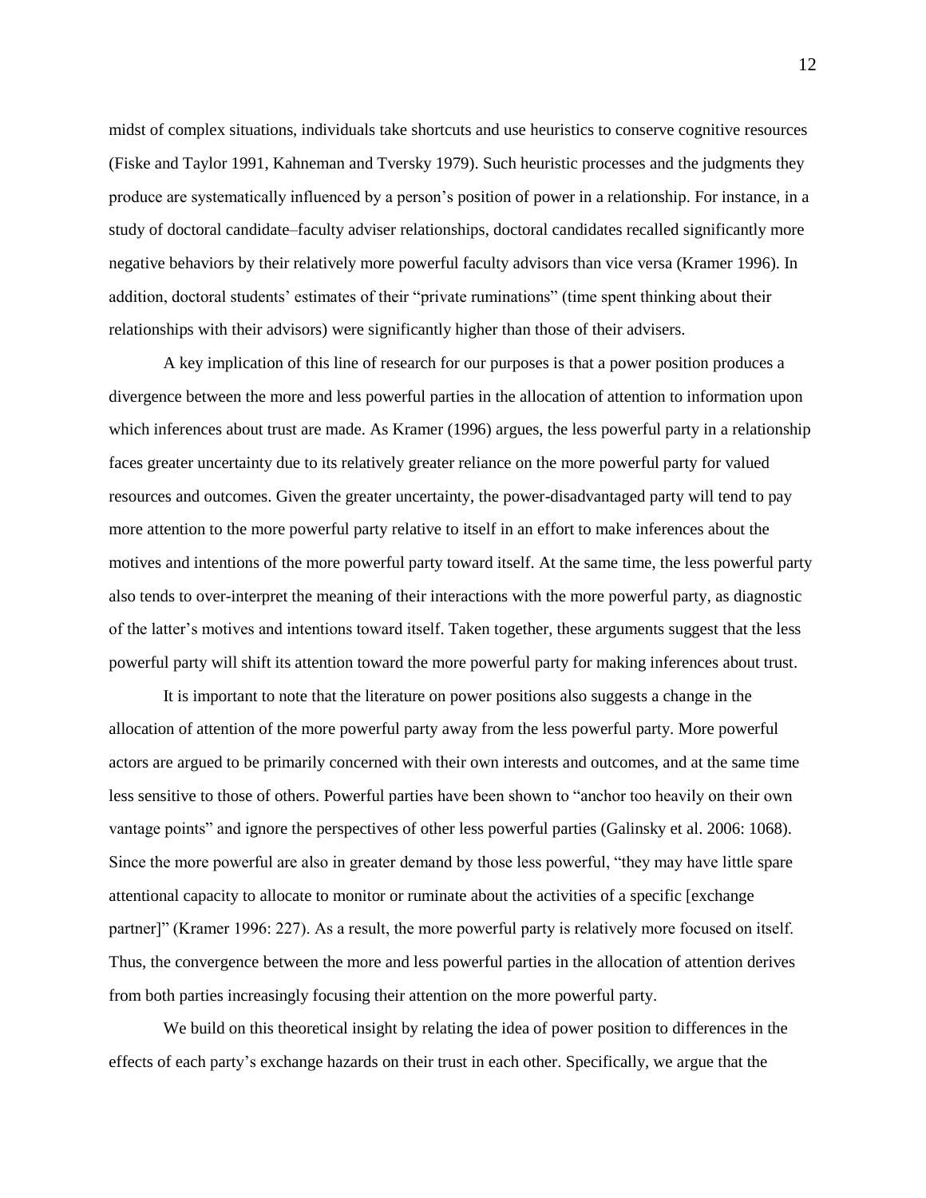midst of complex situations, individuals take shortcuts and use heuristics to conserve cognitive resources (Fiske and Taylor 1991, Kahneman and Tversky 1979). Such heuristic processes and the judgments they produce are systematically influenced by a person's position of power in a relationship. For instance, in a study of doctoral candidate–faculty adviser relationships, doctoral candidates recalled significantly more negative behaviors by their relatively more powerful faculty advisors than vice versa (Kramer 1996). In addition, doctoral students' estimates of their "private ruminations" (time spent thinking about their relationships with their advisors) were significantly higher than those of their advisers.

A key implication of this line of research for our purposes is that a power position produces a divergence between the more and less powerful parties in the allocation of attention to information upon which inferences about trust are made. As Kramer (1996) argues, the less powerful party in a relationship faces greater uncertainty due to its relatively greater reliance on the more powerful party for valued resources and outcomes. Given the greater uncertainty, the power-disadvantaged party will tend to pay more attention to the more powerful party relative to itself in an effort to make inferences about the motives and intentions of the more powerful party toward itself. At the same time, the less powerful party also tends to over-interpret the meaning of their interactions with the more powerful party, as diagnostic of the latter's motives and intentions toward itself. Taken together, these arguments suggest that the less powerful party will shift its attention toward the more powerful party for making inferences about trust.

It is important to note that the literature on power positions also suggests a change in the allocation of attention of the more powerful party away from the less powerful party. More powerful actors are argued to be primarily concerned with their own interests and outcomes, and at the same time less sensitive to those of others. Powerful parties have been shown to "anchor too heavily on their own vantage points" and ignore the perspectives of other less powerful parties (Galinsky et al. 2006: 1068). Since the more powerful are also in greater demand by those less powerful, "they may have little spare attentional capacity to allocate to monitor or ruminate about the activities of a specific [exchange partner]" (Kramer 1996: 227). As a result, the more powerful party is relatively more focused on itself. Thus, the convergence between the more and less powerful parties in the allocation of attention derives from both parties increasingly focusing their attention on the more powerful party.

We build on this theoretical insight by relating the idea of power position to differences in the effects of each party's exchange hazards on their trust in each other. Specifically, we argue that the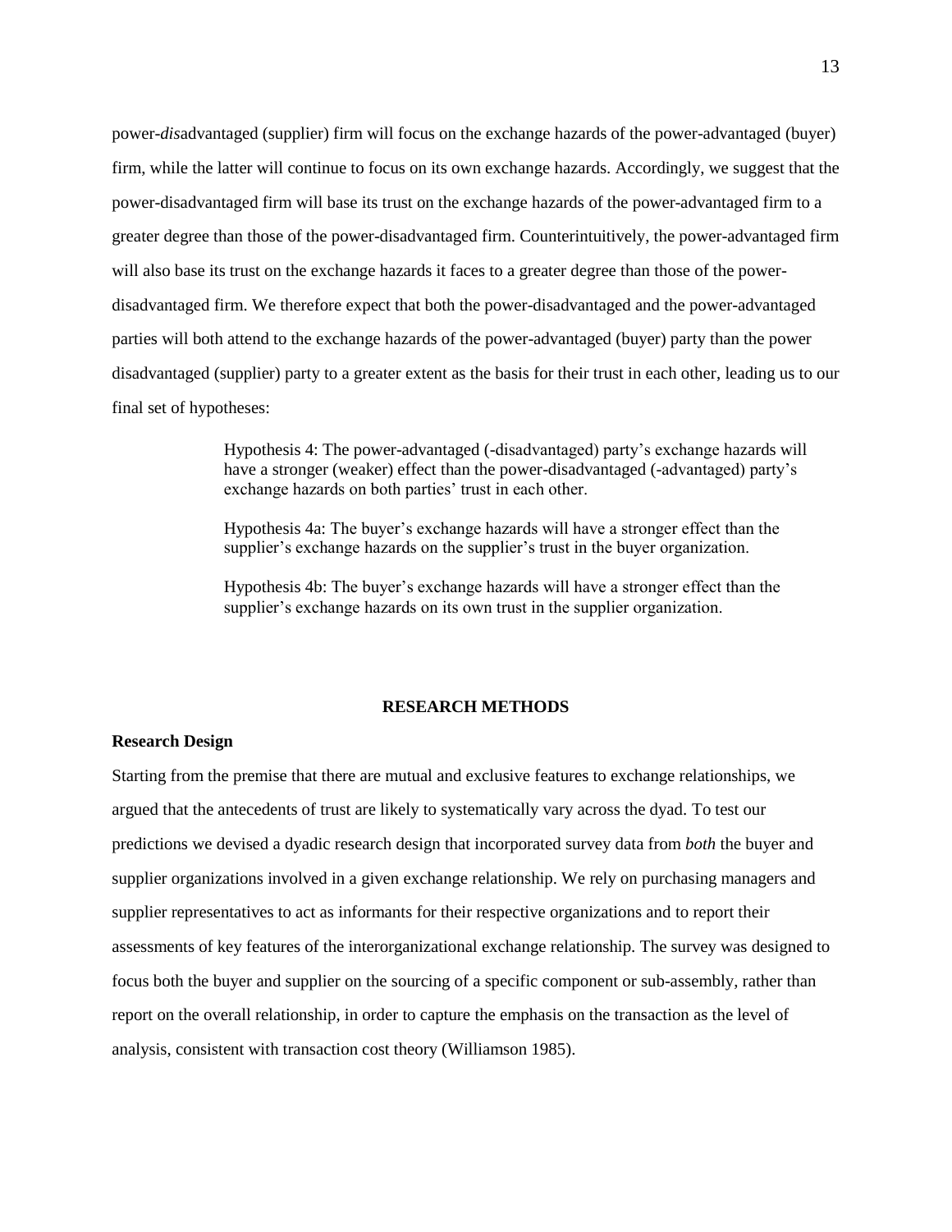power-*dis*advantaged (supplier) firm will focus on the exchange hazards of the power-advantaged (buyer) firm, while the latter will continue to focus on its own exchange hazards. Accordingly, we suggest that the power-disadvantaged firm will base its trust on the exchange hazards of the power-advantaged firm to a greater degree than those of the power-disadvantaged firm. Counterintuitively, the power-advantaged firm will also base its trust on the exchange hazards it faces to a greater degree than those of the power-disadvantaged firm. We therefore expect that both the power-disadvantaged and the power-advantaged parties will both attend to the exchange hazards of the power-advantaged (buyer) party than the power disadvantaged (supplier) party to a greater extent as the basis for their trust in each other, leading us to our final set of hypotheses:

> Hypothesis 4: The power-advantaged (-disadvantaged) party's exchange hazards will have a stronger (weaker) effect than the power-disadvantaged (-advantaged) party's exchange hazards on both parties' trust in each other.
>
> Hypothesis 4a: The buyer's exchange hazards will have a stronger effect than the supplier's exchange hazards on the supplier's trust in the buyer organization.
>
> Hypothesis 4b: The buyer's exchange hazards will have a stronger effect than the supplier's exchange hazards on its own trust in the supplier organization.

## RESEARCH METHODS

### Research Design

Starting from the premise that there are mutual and exclusive features to exchange relationships, we argued that the antecedents of trust are likely to systematically vary across the dyad. To test our predictions we devised a dyadic research design that incorporated survey data from *both* the buyer and supplier organizations involved in a given exchange relationship. We rely on purchasing managers and supplier representatives to act as informants for their respective organizations and to report their assessments of key features of the interorganizational exchange relationship. The survey was designed to focus both the buyer and supplier on the sourcing of a specific component or sub-assembly, rather than report on the overall relationship, in order to capture the emphasis on the transaction as the level of analysis, consistent with transaction cost theory (Williamson 1985).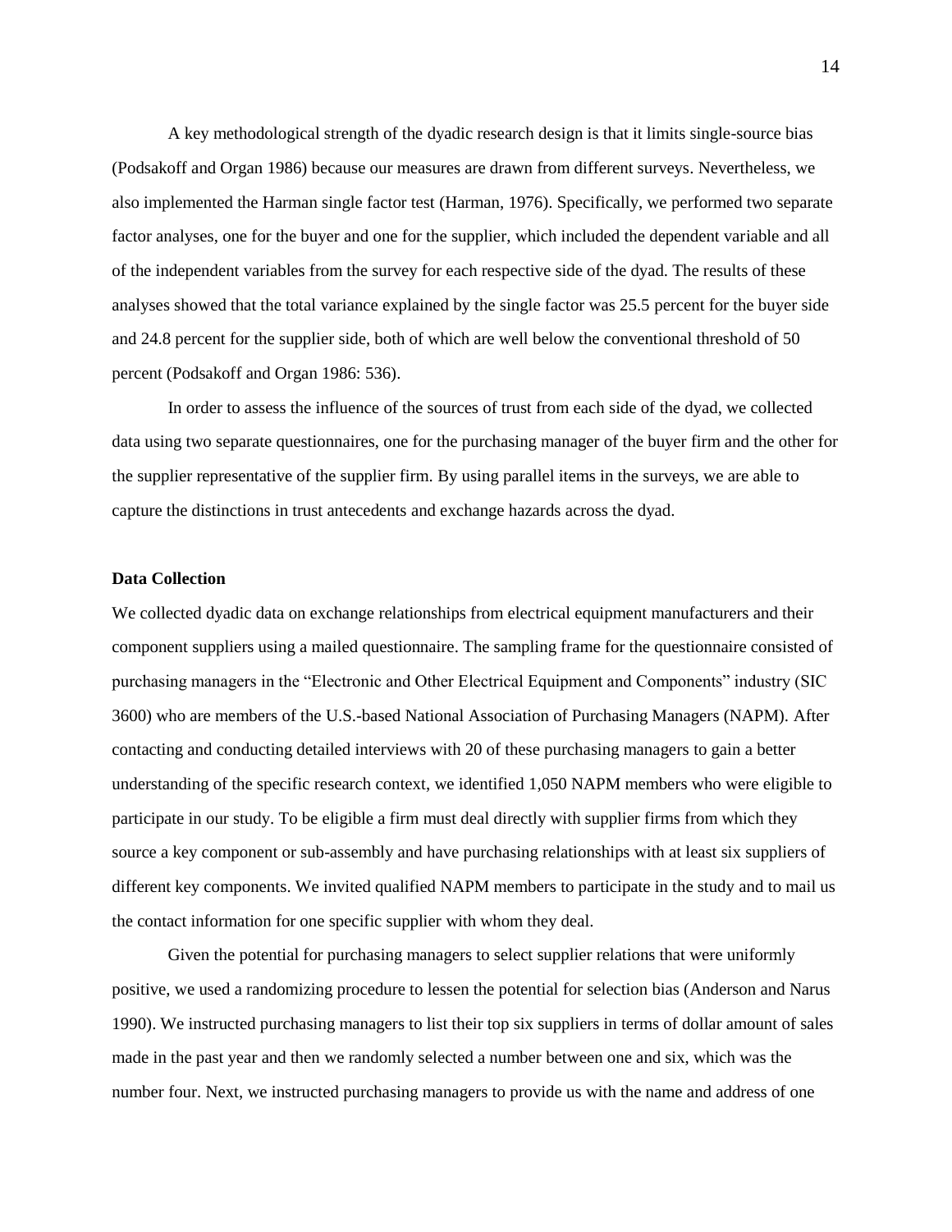A key methodological strength of the dyadic research design is that it limits single-source bias (Podsakoff and Organ 1986) because our measures are drawn from different surveys. Nevertheless, we also implemented the Harman single factor test (Harman, 1976). Specifically, we performed two separate factor analyses, one for the buyer and one for the supplier, which included the dependent variable and all of the independent variables from the survey for each respective side of the dyad. The results of these analyses showed that the total variance explained by the single factor was 25.5 percent for the buyer side and 24.8 percent for the supplier side, both of which are well below the conventional threshold of 50 percent (Podsakoff and Organ 1986: 536).

In order to assess the influence of the sources of trust from each side of the dyad, we collected data using two separate questionnaires, one for the purchasing manager of the buyer firm and the other for the supplier representative of the supplier firm. By using parallel items in the surveys, we are able to capture the distinctions in trust antecedents and exchange hazards across the dyad.

**Data Collection**

We collected dyadic data on exchange relationships from electrical equipment manufacturers and their component suppliers using a mailed questionnaire. The sampling frame for the questionnaire consisted of purchasing managers in the "Electronic and Other Electrical Equipment and Components" industry (SIC 3600) who are members of the U.S.-based National Association of Purchasing Managers (NAPM). After contacting and conducting detailed interviews with 20 of these purchasing managers to gain a better understanding of the specific research context, we identified 1,050 NAPM members who were eligible to participate in our study. To be eligible a firm must deal directly with supplier firms from which they source a key component or sub-assembly and have purchasing relationships with at least six suppliers of different key components. We invited qualified NAPM members to participate in the study and to mail us the contact information for one specific supplier with whom they deal.

Given the potential for purchasing managers to select supplier relations that were uniformly positive, we used a randomizing procedure to lessen the potential for selection bias (Anderson and Narus 1990). We instructed purchasing managers to list their top six suppliers in terms of dollar amount of sales made in the past year and then we randomly selected a number between one and six, which was the number four. Next, we instructed purchasing managers to provide us with the name and address of one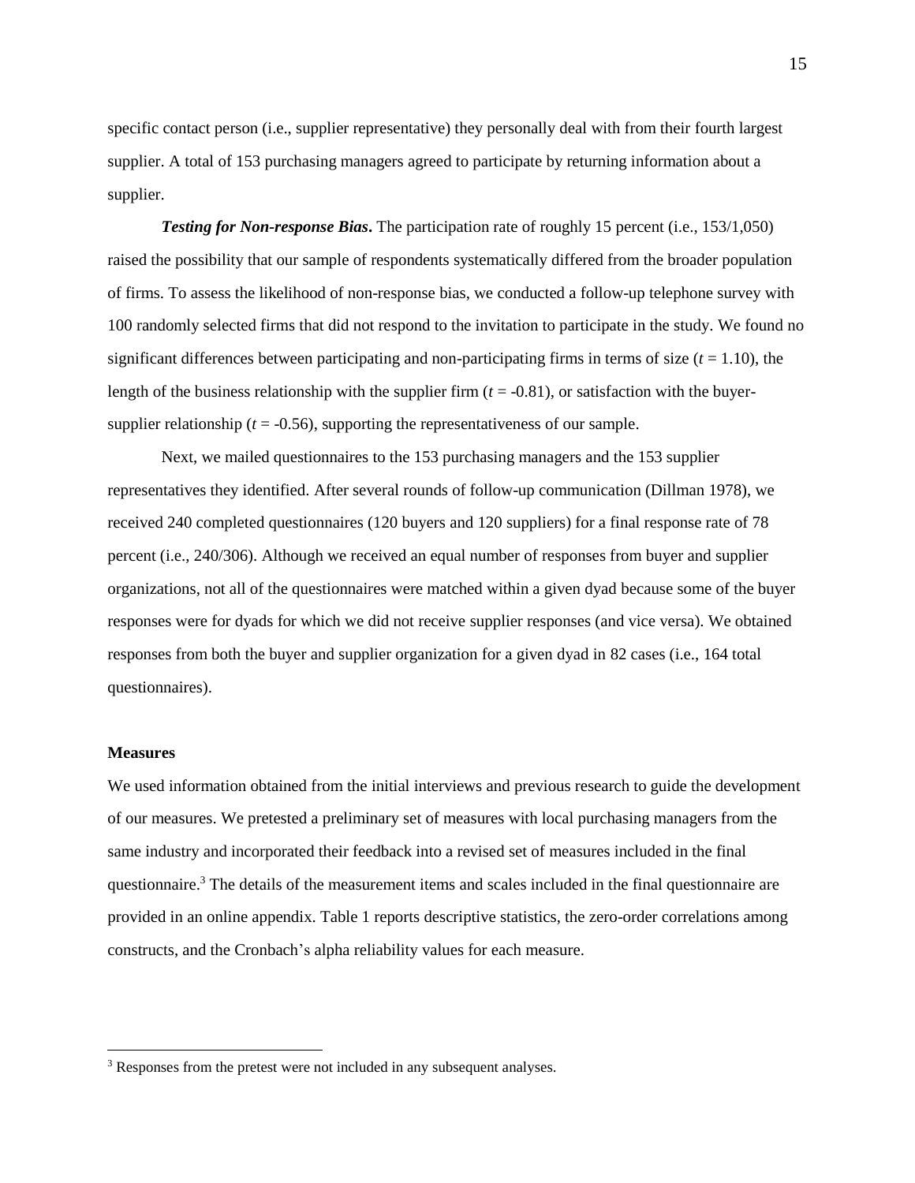specific contact person (i.e., supplier representative) they personally deal with from their fourth largest supplier. A total of 153 purchasing managers agreed to participate by returning information about a supplier.

***Testing for Non-response Bias*.** The participation rate of roughly 15 percent (i.e., 153/1,050) raised the possibility that our sample of respondents systematically differed from the broader population of firms. To assess the likelihood of non-response bias, we conducted a follow-up telephone survey with 100 randomly selected firms that did not respond to the invitation to participate in the study. We found no significant differences between participating and non-participating firms in terms of size ($t$ = 1.10), the length of the business relationship with the supplier firm ($t$ = -0.81), or satisfaction with the buyer-supplier relationship ($t$ = -0.56), supporting the representativeness of our sample.

Next, we mailed questionnaires to the 153 purchasing managers and the 153 supplier representatives they identified. After several rounds of follow-up communication (Dillman 1978), we received 240 completed questionnaires (120 buyers and 120 suppliers) for a final response rate of 78 percent (i.e., 240/306). Although we received an equal number of responses from buyer and supplier organizations, not all of the questionnaires were matched within a given dyad because some of the buyer responses were for dyads for which we did not receive supplier responses (and vice versa). We obtained responses from both the buyer and supplier organization for a given dyad in 82 cases (i.e., 164 total questionnaires).

**Measures**

We used information obtained from the initial interviews and previous research to guide the development of our measures. We pretested a preliminary set of measures with local purchasing managers from the same industry and incorporated their feedback into a revised set of measures included in the final questionnaire.[3] The details of the measurement items and scales included in the final questionnaire are provided in an online appendix. Table 1 reports descriptive statistics, the zero-order correlations among constructs, and the Cronbach's alpha reliability values for each measure.

---

[3] Responses from the pretest were not included in any subsequent analyses.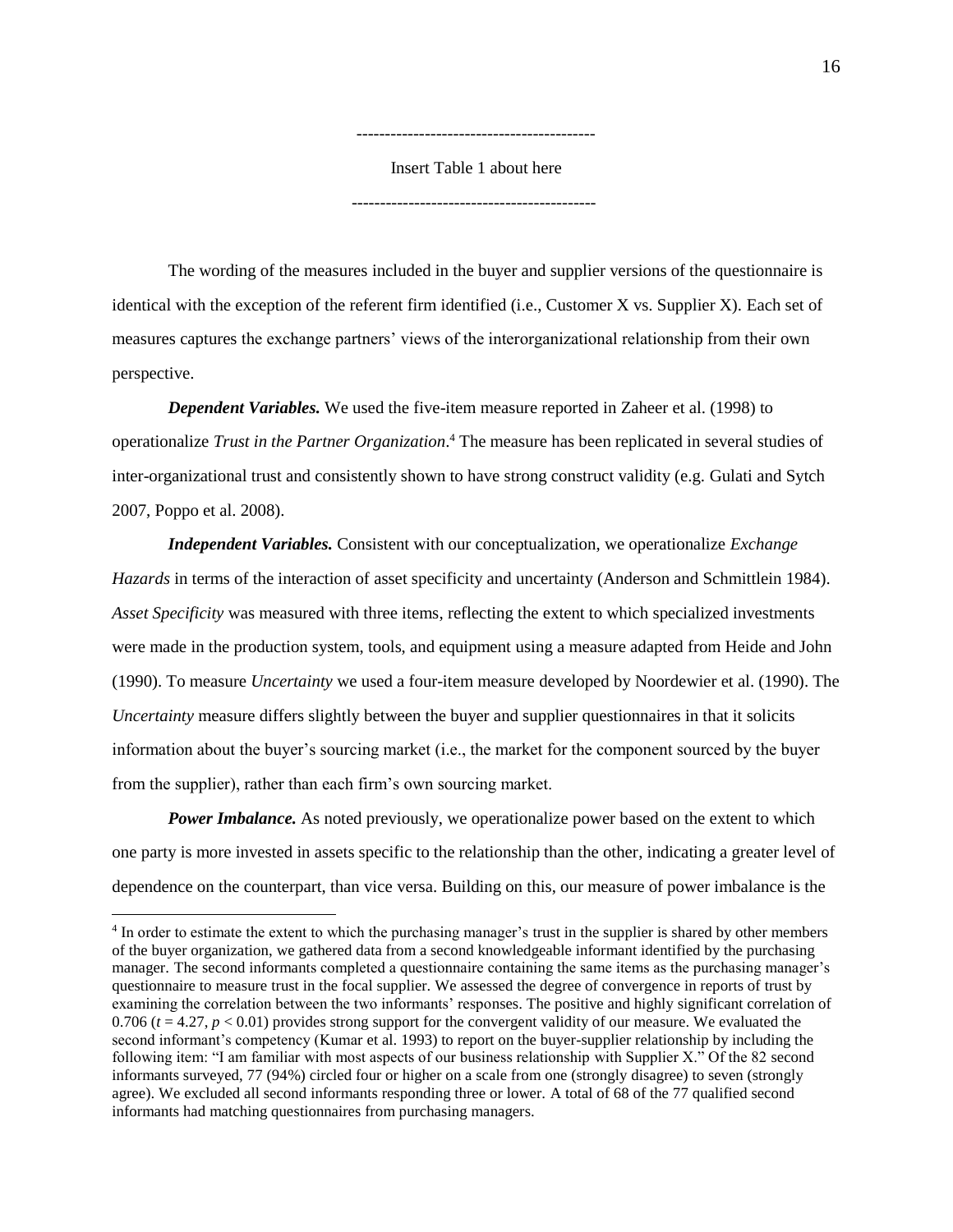------------------------------------------

Insert Table 1 about here

------------------------------------------

The wording of the measures included in the buyer and supplier versions of the questionnaire is identical with the exception of the referent firm identified (i.e., Customer X vs. Supplier X). Each set of measures captures the exchange partners' views of the interorganizational relationship from their own perspective.

***Dependent Variables.*** We used the five-item measure reported in Zaheer et al. (1998) to operationalize *Trust in the Partner Organization*.[4] The measure has been replicated in several studies of inter-organizational trust and consistently shown to have strong construct validity (e.g. Gulati and Sytch 2007, Poppo et al. 2008).

***Independent Variables.*** Consistent with our conceptualization, we operationalize *Exchange Hazards* in terms of the interaction of asset specificity and uncertainty (Anderson and Schmittlein 1984). *Asset Specificity* was measured with three items, reflecting the extent to which specialized investments were made in the production system, tools, and equipment using a measure adapted from Heide and John (1990). To measure *Uncertainty* we used a four-item measure developed by Noordewier et al. (1990). The *Uncertainty* measure differs slightly between the buyer and supplier questionnaires in that it solicits information about the buyer's sourcing market (i.e., the market for the component sourced by the buyer from the supplier), rather than each firm's own sourcing market.

***Power Imbalance.*** As noted previously, we operationalize power based on the extent to which one party is more invested in assets specific to the relationship than the other, indicating a greater level of dependence on the counterpart, than vice versa. Building on this, our measure of power imbalance is the

[4] In order to estimate the extent to which the purchasing manager's trust in the supplier is shared by other members of the buyer organization, we gathered data from a second knowledgeable informant identified by the purchasing manager. The second informants completed a questionnaire containing the same items as the purchasing manager's questionnaire to measure trust in the focal supplier. We assessed the degree of convergence in reports of trust by examining the correlation between the two informants' responses. The positive and highly significant correlation of 0.706 ($t$ = 4.27, $p < 0.01$) provides strong support for the convergent validity of our measure. We evaluated the second informant's competency (Kumar et al. 1993) to report on the buyer-supplier relationship by including the following item: "I am familiar with most aspects of our business relationship with Supplier X." Of the 82 second informants surveyed, 77 (94%) circled four or higher on a scale from one (strongly disagree) to seven (strongly agree). We excluded all second informants responding three or lower. A total of 68 of the 77 qualified second informants had matching questionnaires from purchasing managers.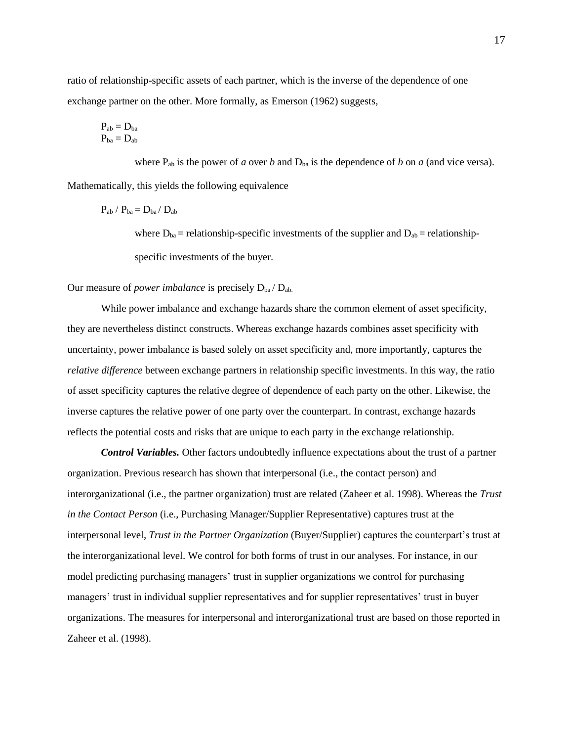ratio of relationship-specific assets of each partner, which is the inverse of the dependence of one exchange partner on the other. More formally, as Emerson (1962) suggests,

$$P_{ab} = D_{ba}$$
$$P_{ba} = D_{ab}$$

where $P_{ab}$ is the power of *a* over *b* and $D_{ba}$ is the dependence of *b* on *a* (and vice versa). Mathematically, this yields the following equivalence

$$P_{ab} / P_{ba} = D_{ba} / D_{ab}$$

where $D_{ba}$ = relationship-specific investments of the supplier and $D_{ab}$ = relationship-specific investments of the buyer.

Our measure of *power imbalance* is precisely $D_{ba} / D_{ab}$.

While power imbalance and exchange hazards share the common element of asset specificity, they are nevertheless distinct constructs. Whereas exchange hazards combines asset specificity with uncertainty, power imbalance is based solely on asset specificity and, more importantly, captures the *relative difference* between exchange partners in relationship specific investments. In this way, the ratio of asset specificity captures the relative degree of dependence of each party on the other. Likewise, the inverse captures the relative power of one party over the counterpart. In contrast, exchange hazards reflects the potential costs and risks that are unique to each party in the exchange relationship.

***Control Variables.*** Other factors undoubtedly influence expectations about the trust of a partner organization. Previous research has shown that interpersonal (i.e., the contact person) and interorganizational (i.e., the partner organization) trust are related (Zaheer et al. 1998). Whereas the *Trust in the Contact Person* (i.e., Purchasing Manager/Supplier Representative) captures trust at the interpersonal level, *Trust in the Partner Organization* (Buyer/Supplier) captures the counterpart's trust at the interorganizational level. We control for both forms of trust in our analyses. For instance, in our model predicting purchasing managers' trust in supplier organizations we control for purchasing managers' trust in individual supplier representatives and for supplier representatives' trust in buyer organizations. The measures for interpersonal and interorganizational trust are based on those reported in Zaheer et al. (1998).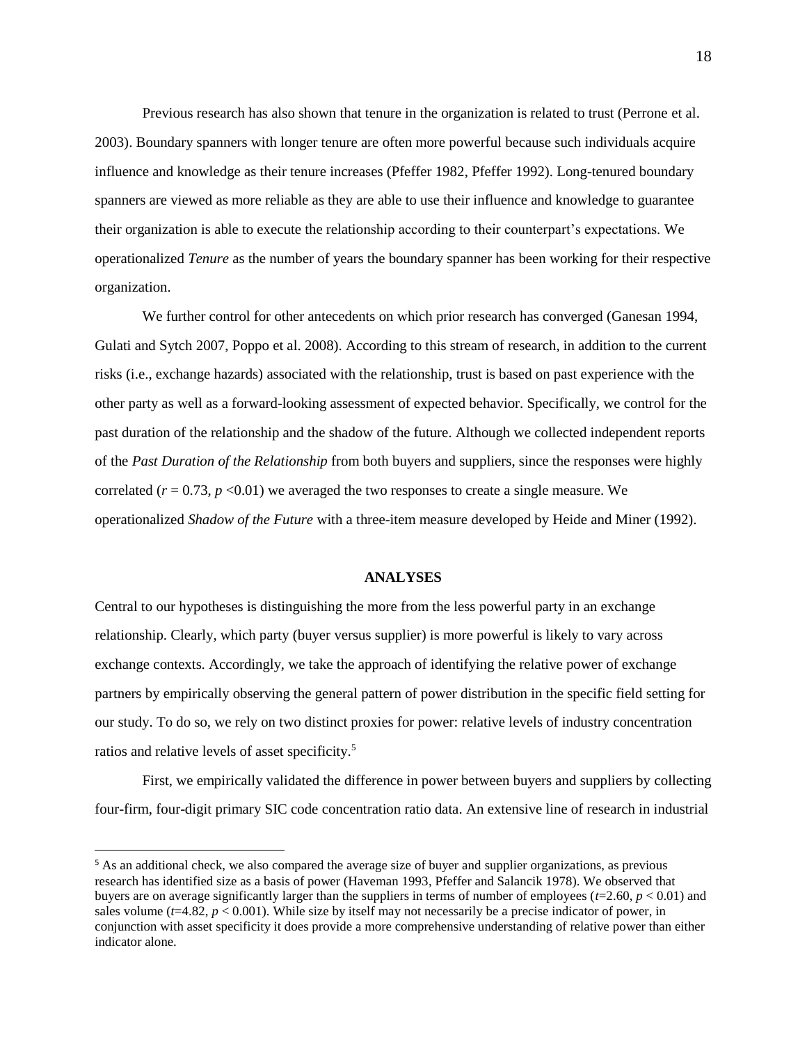Previous research has also shown that tenure in the organization is related to trust (Perrone et al. 2003). Boundary spanners with longer tenure are often more powerful because such individuals acquire influence and knowledge as their tenure increases (Pfeffer 1982, Pfeffer 1992). Long-tenured boundary spanners are viewed as more reliable as they are able to use their influence and knowledge to guarantee their organization is able to execute the relationship according to their counterpart's expectations. We operationalized *Tenure* as the number of years the boundary spanner has been working for their respective organization.

We further control for other antecedents on which prior research has converged (Ganesan 1994, Gulati and Sytch 2007, Poppo et al. 2008). According to this stream of research, in addition to the current risks (i.e., exchange hazards) associated with the relationship, trust is based on past experience with the other party as well as a forward-looking assessment of expected behavior. Specifically, we control for the past duration of the relationship and the shadow of the future. Although we collected independent reports of the *Past Duration of the Relationship* from both buyers and suppliers, since the responses were highly correlated ($r = 0.73$, $p < 0.01$) we averaged the two responses to create a single measure. We operationalized *Shadow of the Future* with a three-item measure developed by Heide and Miner (1992).

## ANALYSES

Central to our hypotheses is distinguishing the more from the less powerful party in an exchange relationship. Clearly, which party (buyer versus supplier) is more powerful is likely to vary across exchange contexts. Accordingly, we take the approach of identifying the relative power of exchange partners by empirically observing the general pattern of power distribution in the specific field setting for our study. To do so, we rely on two distinct proxies for power: relative levels of industry concentration ratios and relative levels of asset specificity.[5]

First, we empirically validated the difference in power between buyers and suppliers by collecting four-firm, four-digit primary SIC code concentration ratio data. An extensive line of research in industrial

[5] As an additional check, we also compared the average size of buyer and supplier organizations, as previous research has identified size as a basis of power (Haveman 1993, Pfeffer and Salancik 1978). We observed that buyers are on average significantly larger than the suppliers in terms of number of employees ($t=2.60$, $p < 0.01$) and sales volume ($t=4.82$, $p < 0.001$). While size by itself may not necessarily be a precise indicator of power, in conjunction with asset specificity it does provide a more comprehensive understanding of relative power than either indicator alone.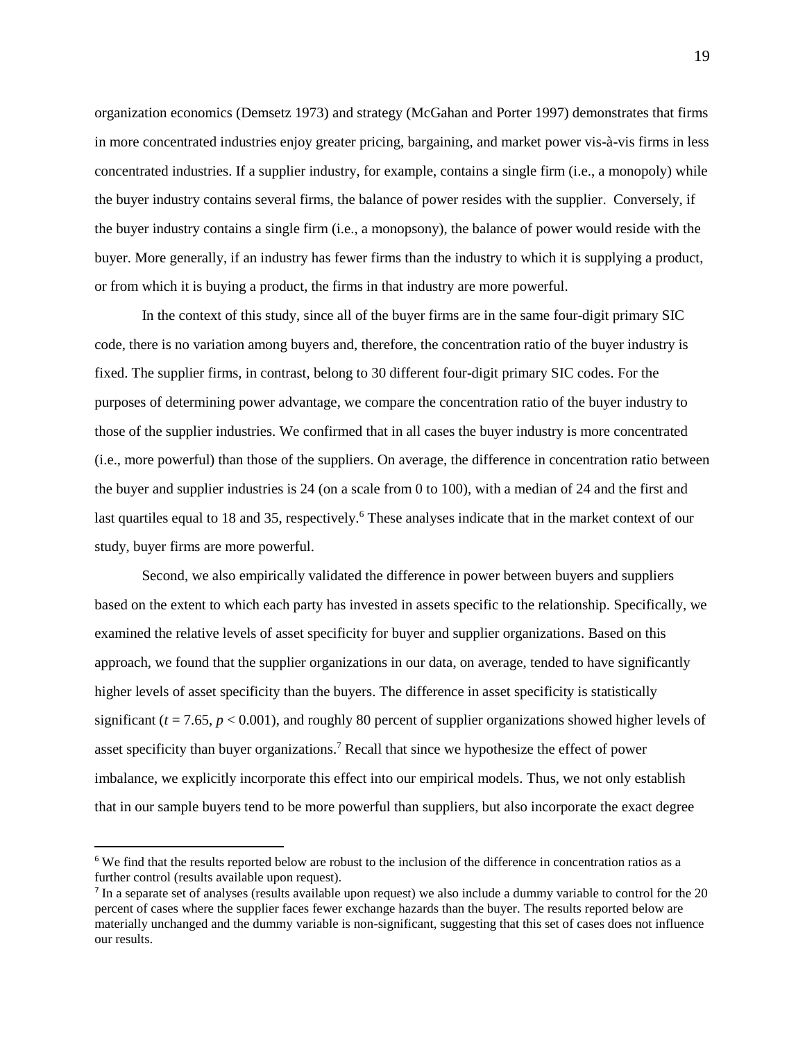organization economics (Demsetz 1973) and strategy (McGahan and Porter 1997) demonstrates that firms in more concentrated industries enjoy greater pricing, bargaining, and market power vis-à-vis firms in less concentrated industries. If a supplier industry, for example, contains a single firm (i.e., a monopoly) while the buyer industry contains several firms, the balance of power resides with the supplier. Conversely, if the buyer industry contains a single firm (i.e., a monopsony), the balance of power would reside with the buyer. More generally, if an industry has fewer firms than the industry to which it is supplying a product, or from which it is buying a product, the firms in that industry are more powerful.

In the context of this study, since all of the buyer firms are in the same four-digit primary SIC code, there is no variation among buyers and, therefore, the concentration ratio of the buyer industry is fixed. The supplier firms, in contrast, belong to 30 different four-digit primary SIC codes. For the purposes of determining power advantage, we compare the concentration ratio of the buyer industry to those of the supplier industries. We confirmed that in all cases the buyer industry is more concentrated (i.e., more powerful) than those of the suppliers. On average, the difference in concentration ratio between the buyer and supplier industries is 24 (on a scale from 0 to 100), with a median of 24 and the first and last quartiles equal to 18 and 35, respectively.[6] These analyses indicate that in the market context of our study, buyer firms are more powerful.

Second, we also empirically validated the difference in power between buyers and suppliers based on the extent to which each party has invested in assets specific to the relationship. Specifically, we examined the relative levels of asset specificity for buyer and supplier organizations. Based on this approach, we found that the supplier organizations in our data, on average, tended to have significantly higher levels of asset specificity than the buyers. The difference in asset specificity is statistically significant ($t = 7.65$, $p < 0.001$), and roughly 80 percent of supplier organizations showed higher levels of asset specificity than buyer organizations.[7] Recall that since we hypothesize the effect of power imbalance, we explicitly incorporate this effect into our empirical models. Thus, we not only establish that in our sample buyers tend to be more powerful than suppliers, but also incorporate the exact degree

---

[6] We find that the results reported below are robust to the inclusion of the difference in concentration ratios as a further control (results available upon request).

[7] In a separate set of analyses (results available upon request) we also include a dummy variable to control for the 20 percent of cases where the supplier faces fewer exchange hazards than the buyer. The results reported below are materially unchanged and the dummy variable is non-significant, suggesting that this set of cases does not influence our results.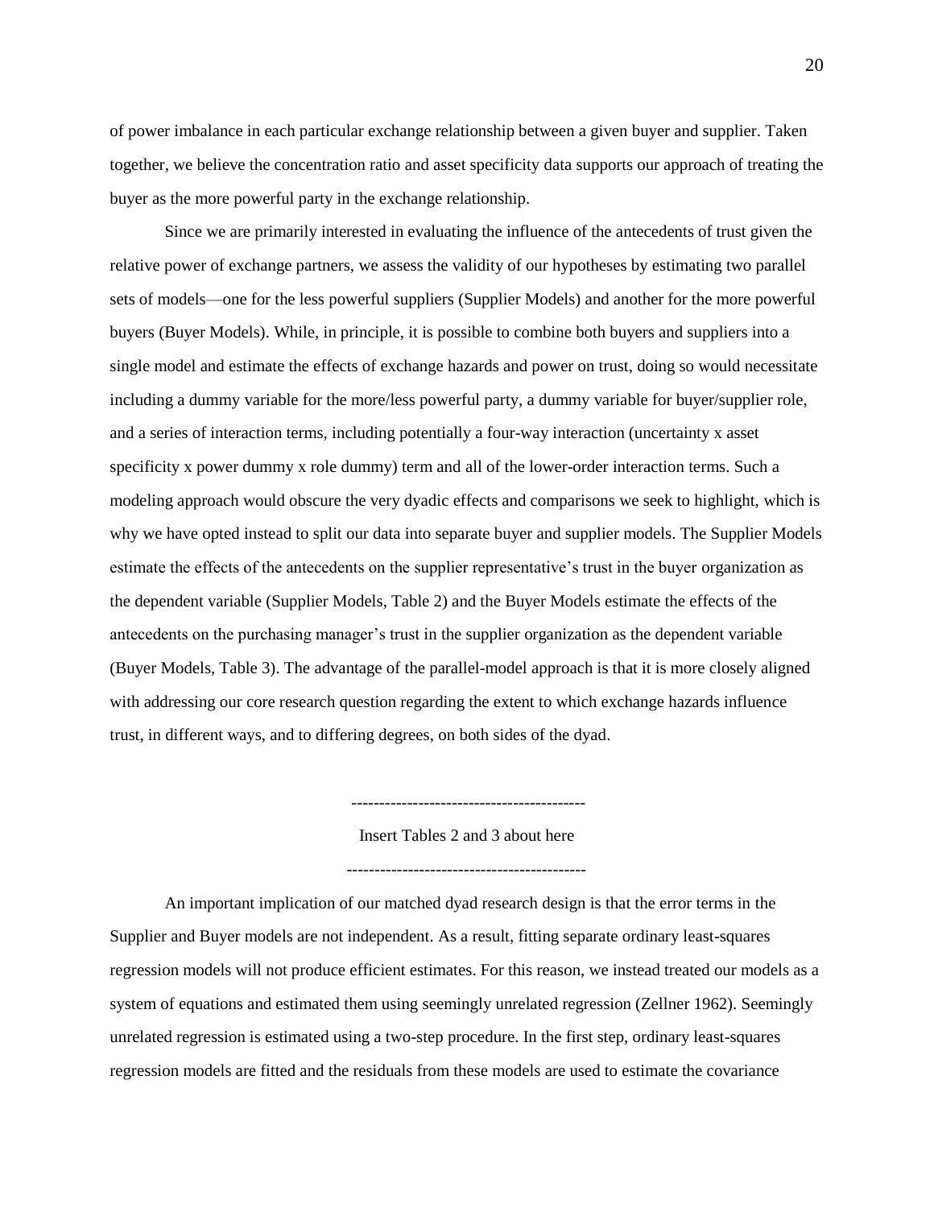of power imbalance in each particular exchange relationship between a given buyer and supplier. Taken together, we believe the concentration ratio and asset specificity data supports our approach of treating the buyer as the more powerful party in the exchange relationship.

Since we are primarily interested in evaluating the influence of the antecedents of trust given the relative power of exchange partners, we assess the validity of our hypotheses by estimating two parallel sets of models—one for the less powerful suppliers (Supplier Models) and another for the more powerful buyers (Buyer Models). While, in principle, it is possible to combine both buyers and suppliers into a single model and estimate the effects of exchange hazards and power on trust, doing so would necessitate including a dummy variable for the more/less powerful party, a dummy variable for buyer/supplier role, and a series of interaction terms, including potentially a four-way interaction (uncertainty x asset specificity x power dummy x role dummy) term and all of the lower-order interaction terms. Such a modeling approach would obscure the very dyadic effects and comparisons we seek to highlight, which is why we have opted instead to split our data into separate buyer and supplier models. The Supplier Models estimate the effects of the antecedents on the supplier representative's trust in the buyer organization as the dependent variable (Supplier Models, Table 2) and the Buyer Models estimate the effects of the antecedents on the purchasing manager's trust in the supplier organization as the dependent variable (Buyer Models, Table 3). The advantage of the parallel-model approach is that it is more closely aligned with addressing our core research question regarding the extent to which exchange hazards influence trust, in different ways, and to differing degrees, on both sides of the dyad.

------------------------------------------

Insert Tables 2 and 3 about here

-------------------------------------------

An important implication of our matched dyad research design is that the error terms in the Supplier and Buyer models are not independent. As a result, fitting separate ordinary least-squares regression models will not produce efficient estimates. For this reason, we instead treated our models as a system of equations and estimated them using seemingly unrelated regression (Zellner 1962). Seemingly unrelated regression is estimated using a two-step procedure. In the first step, ordinary least-squares regression models are fitted and the residuals from these models are used to estimate the covariance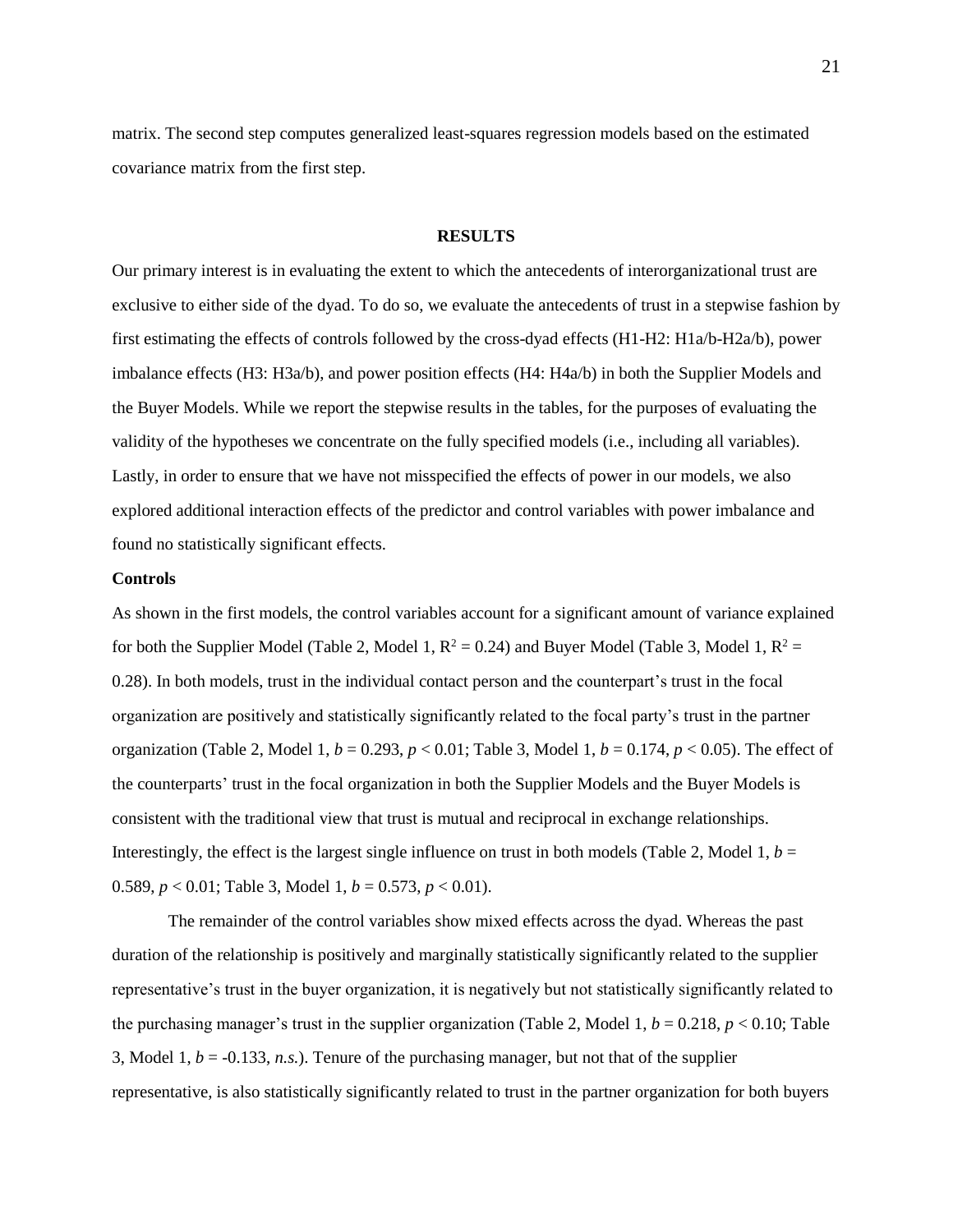matrix. The second step computes generalized least-squares regression models based on the estimated covariance matrix from the first step.

## RESULTS

Our primary interest is in evaluating the extent to which the antecedents of interorganizational trust are exclusive to either side of the dyad. To do so, we evaluate the antecedents of trust in a stepwise fashion by first estimating the effects of controls followed by the cross-dyad effects (H1-H2: H1a/b-H2a/b), power imbalance effects (H3: H3a/b), and power position effects (H4: H4a/b) in both the Supplier Models and the Buyer Models. While we report the stepwise results in the tables, for the purposes of evaluating the validity of the hypotheses we concentrate on the fully specified models (i.e., including all variables). Lastly, in order to ensure that we have not misspecified the effects of power in our models, we also explored additional interaction effects of the predictor and control variables with power imbalance and found no statistically significant effects.

### Controls

As shown in the first models, the control variables account for a significant amount of variance explained for both the Supplier Model (Table 2, Model 1, $R^2 = 0.24$) and Buyer Model (Table 3, Model 1, $R^2 = 0.28$). In both models, trust in the individual contact person and the counterpart's trust in the focal organization are positively and statistically significantly related to the focal party's trust in the partner organization (Table 2, Model 1, $b = 0.293$, $p < 0.01$; Table 3, Model 1, $b = 0.174$, $p < 0.05$). The effect of the counterparts' trust in the focal organization in both the Supplier Models and the Buyer Models is consistent with the traditional view that trust is mutual and reciprocal in exchange relationships. Interestingly, the effect is the largest single influence on trust in both models (Table 2, Model 1, $b = 0.589$, $p < 0.01$; Table 3, Model 1, $b = 0.573$, $p < 0.01$).

The remainder of the control variables show mixed effects across the dyad. Whereas the past duration of the relationship is positively and marginally statistically significantly related to the supplier representative's trust in the buyer organization, it is negatively but not statistically significantly related to the purchasing manager's trust in the supplier organization (Table 2, Model 1, $b = 0.218$, $p < 0.10$; Table 3, Model 1, $b = -0.133$, *n.s.*). Tenure of the purchasing manager, but not that of the supplier representative, is also statistically significantly related to trust in the partner organization for both buyers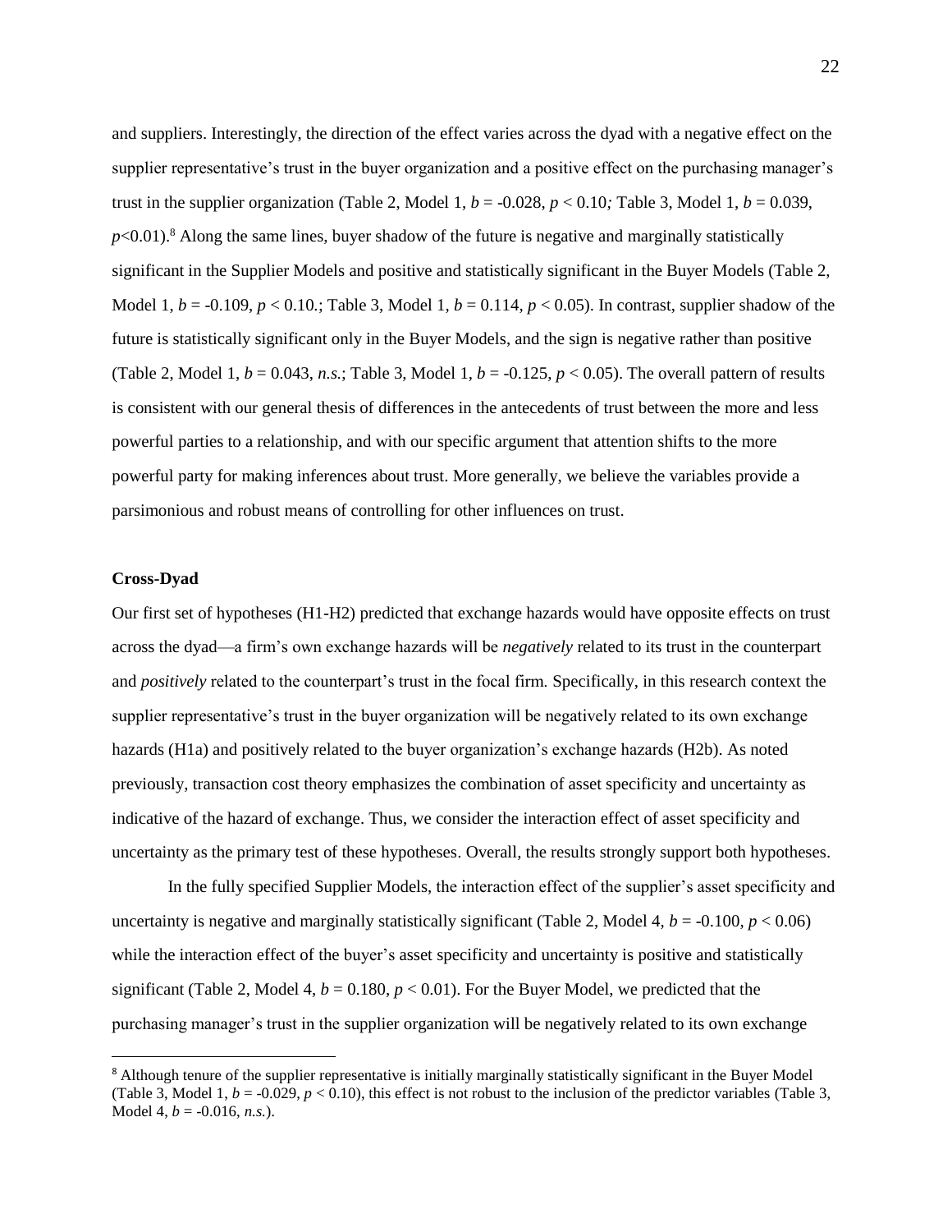and suppliers. Interestingly, the direction of the effect varies across the dyad with a negative effect on the supplier representative's trust in the buyer organization and a positive effect on the purchasing manager's trust in the supplier organization (Table 2, Model 1, $b = -0.028$, $p < 0.10$*;* Table 3, Model 1, $b = 0.039$, $p<0.01$).[8] Along the same lines, buyer shadow of the future is negative and marginally statistically significant in the Supplier Models and positive and statistically significant in the Buyer Models (Table 2, Model 1, $b = -0.109$, $p < 0.10$.; Table 3, Model 1, $b = 0.114$, $p < 0.05$). In contrast, supplier shadow of the future is statistically significant only in the Buyer Models, and the sign is negative rather than positive (Table 2, Model 1, $b = 0.043$, *n.s.*; Table 3, Model 1, $b = -0.125$, $p < 0.05$). The overall pattern of results is consistent with our general thesis of differences in the antecedents of trust between the more and less powerful parties to a relationship, and with our specific argument that attention shifts to the more powerful party for making inferences about trust. More generally, we believe the variables provide a parsimonious and robust means of controlling for other influences on trust.

### Cross-Dyad

Our first set of hypotheses (H1-H2) predicted that exchange hazards would have opposite effects on trust across the dyad—a firm's own exchange hazards will be *negatively* related to its trust in the counterpart and *positively* related to the counterpart's trust in the focal firm. Specifically, in this research context the supplier representative's trust in the buyer organization will be negatively related to its own exchange hazards (H1a) and positively related to the buyer organization's exchange hazards (H2b). As noted previously, transaction cost theory emphasizes the combination of asset specificity and uncertainty as indicative of the hazard of exchange. Thus, we consider the interaction effect of asset specificity and uncertainty as the primary test of these hypotheses. Overall, the results strongly support both hypotheses.

In the fully specified Supplier Models, the interaction effect of the supplier's asset specificity and uncertainty is negative and marginally statistically significant (Table 2, Model 4, $b = -0.100$, $p < 0.06$) while the interaction effect of the buyer's asset specificity and uncertainty is positive and statistically significant (Table 2, Model 4, $b = 0.180$, $p < 0.01$). For the Buyer Model, we predicted that the purchasing manager's trust in the supplier organization will be negatively related to its own exchange

[8] Although tenure of the supplier representative is initially marginally statistically significant in the Buyer Model (Table 3, Model 1, $b = -0.029$, $p < 0.10$), this effect is not robust to the inclusion of the predictor variables (Table 3, Model 4, $b = -0.016$, *n.s.*).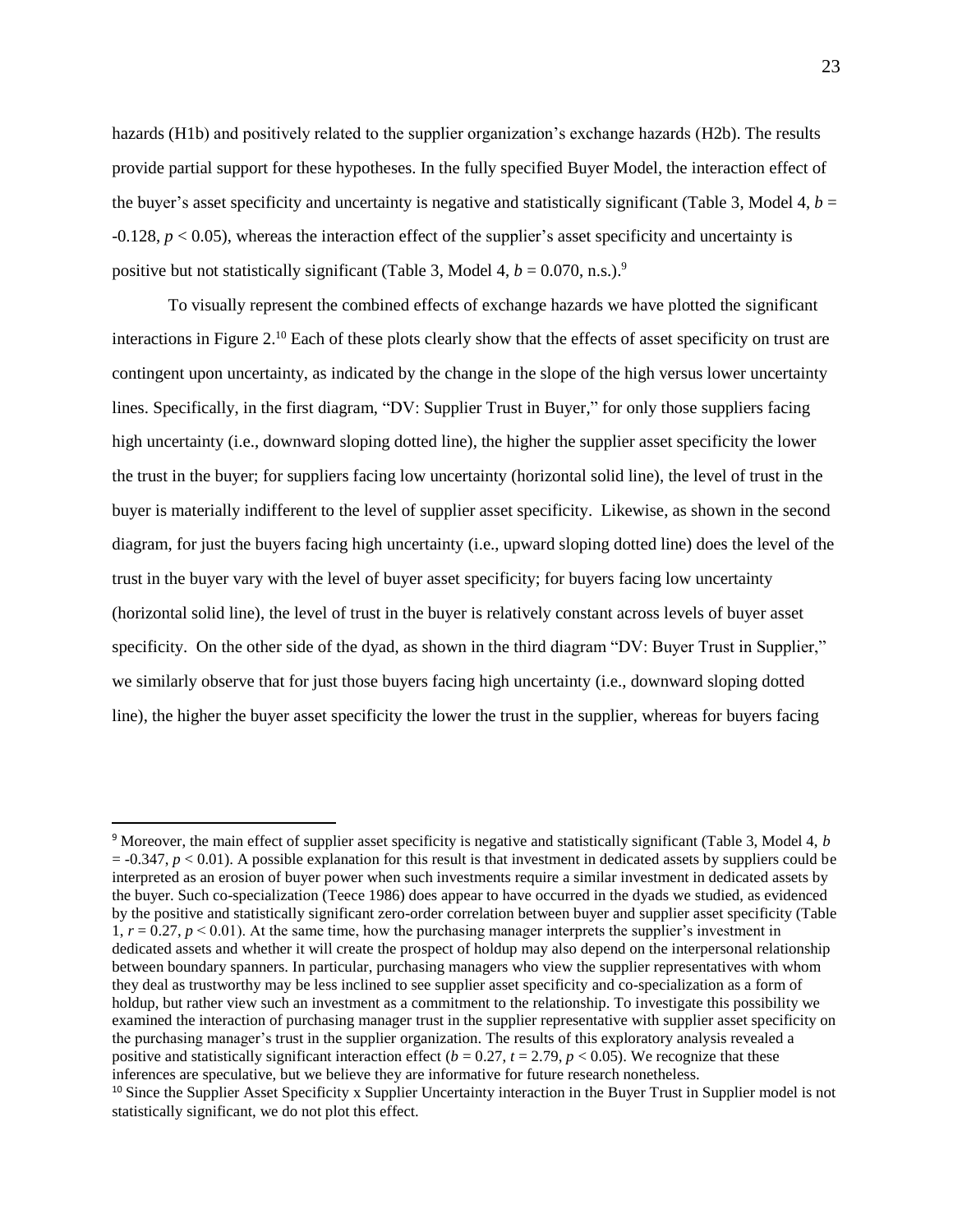hazards (H1b) and positively related to the supplier organization's exchange hazards (H2b). The results provide partial support for these hypotheses. In the fully specified Buyer Model, the interaction effect of the buyer's asset specificity and uncertainty is negative and statistically significant (Table 3, Model 4, $b$ = -0.128, $p < 0.05$), whereas the interaction effect of the supplier's asset specificity and uncertainty is positive but not statistically significant (Table 3, Model 4, $b$ = 0.070, n.s.).[9]

To visually represent the combined effects of exchange hazards we have plotted the significant interactions in Figure 2.[10] Each of these plots clearly show that the effects of asset specificity on trust are contingent upon uncertainty, as indicated by the change in the slope of the high versus lower uncertainty lines. Specifically, in the first diagram, "DV: Supplier Trust in Buyer," for only those suppliers facing high uncertainty (i.e., downward sloping dotted line), the higher the supplier asset specificity the lower the trust in the buyer; for suppliers facing low uncertainty (horizontal solid line), the level of trust in the buyer is materially indifferent to the level of supplier asset specificity. Likewise, as shown in the second diagram, for just the buyers facing high uncertainty (i.e., upward sloping dotted line) does the level of the trust in the buyer vary with the level of buyer asset specificity; for buyers facing low uncertainty (horizontal solid line), the level of trust in the buyer is relatively constant across levels of buyer asset specificity. On the other side of the dyad, as shown in the third diagram "DV: Buyer Trust in Supplier," we similarly observe that for just those buyers facing high uncertainty (i.e., downward sloping dotted line), the higher the buyer asset specificity the lower the trust in the supplier, whereas for buyers facing

[9] Moreover, the main effect of supplier asset specificity is negative and statistically significant (Table 3, Model 4, $b$ = -0.347, $p < 0.01$). A possible explanation for this result is that investment in dedicated assets by suppliers could be interpreted as an erosion of buyer power when such investments require a similar investment in dedicated assets by the buyer. Such co-specialization (Teece 1986) does appear to have occurred in the dyads we studied, as evidenced by the positive and statistically significant zero-order correlation between buyer and supplier asset specificity (Table 1, $r = 0.27$, $p < 0.01$). At the same time, how the purchasing manager interprets the supplier's investment in dedicated assets and whether it will create the prospect of holdup may also depend on the interpersonal relationship between boundary spanners. In particular, purchasing managers who view the supplier representatives with whom they deal as trustworthy may be less inclined to see supplier asset specificity and co-specialization as a form of holdup, but rather view such an investment as a commitment to the relationship. To investigate this possibility we examined the interaction of purchasing manager trust in the supplier representative with supplier asset specificity on the purchasing manager's trust in the supplier organization. The results of this exploratory analysis revealed a positive and statistically significant interaction effect ($b = 0.27$, $t = 2.79$, $p < 0.05$). We recognize that these inferences are speculative, but we believe they are informative for future research nonetheless.

[10] Since the Supplier Asset Specificity x Supplier Uncertainty interaction in the Buyer Trust in Supplier model is not statistically significant, we do not plot this effect.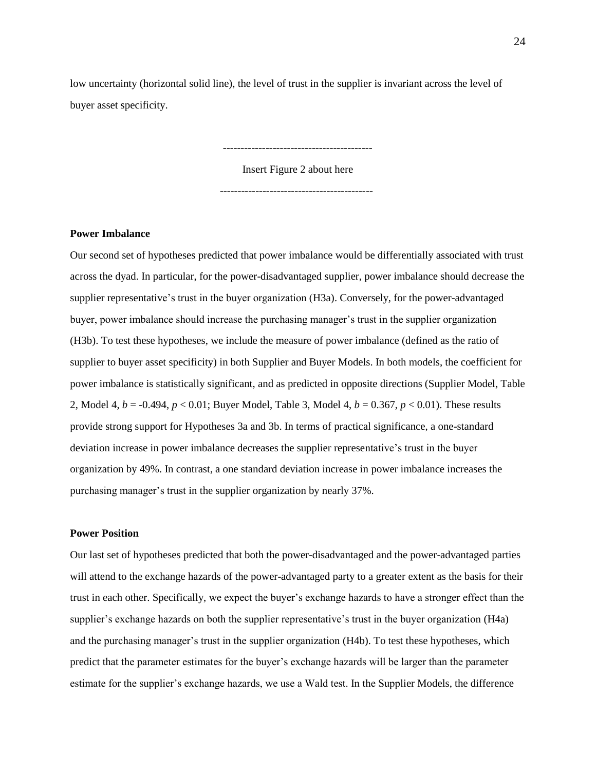low uncertainty (horizontal solid line), the level of trust in the supplier is invariant across the level of buyer asset specificity.

------------------------------------------

Insert Figure 2 about here

------------------------------------------

**Power Imbalance**

Our second set of hypotheses predicted that power imbalance would be differentially associated with trust across the dyad. In particular, for the power-disadvantaged supplier, power imbalance should decrease the supplier representative's trust in the buyer organization (H3a). Conversely, for the power-advantaged buyer, power imbalance should increase the purchasing manager's trust in the supplier organization (H3b). To test these hypotheses, we include the measure of power imbalance (defined as the ratio of supplier to buyer asset specificity) in both Supplier and Buyer Models. In both models, the coefficient for power imbalance is statistically significant, and as predicted in opposite directions (Supplier Model, Table 2, Model 4, $b = -0.494$, $p < 0.01$; Buyer Model, Table 3, Model 4, $b = 0.367$, $p < 0.01$). These results provide strong support for Hypotheses 3a and 3b. In terms of practical significance, a one-standard deviation increase in power imbalance decreases the supplier representative's trust in the buyer organization by 49%. In contrast, a one standard deviation increase in power imbalance increases the purchasing manager's trust in the supplier organization by nearly 37%.

**Power Position**

Our last set of hypotheses predicted that both the power-disadvantaged and the power-advantaged parties will attend to the exchange hazards of the power-advantaged party to a greater extent as the basis for their trust in each other. Specifically, we expect the buyer's exchange hazards to have a stronger effect than the supplier's exchange hazards on both the supplier representative's trust in the buyer organization (H4a) and the purchasing manager's trust in the supplier organization (H4b). To test these hypotheses, which predict that the parameter estimates for the buyer's exchange hazards will be larger than the parameter estimate for the supplier's exchange hazards, we use a Wald test. In the Supplier Models, the difference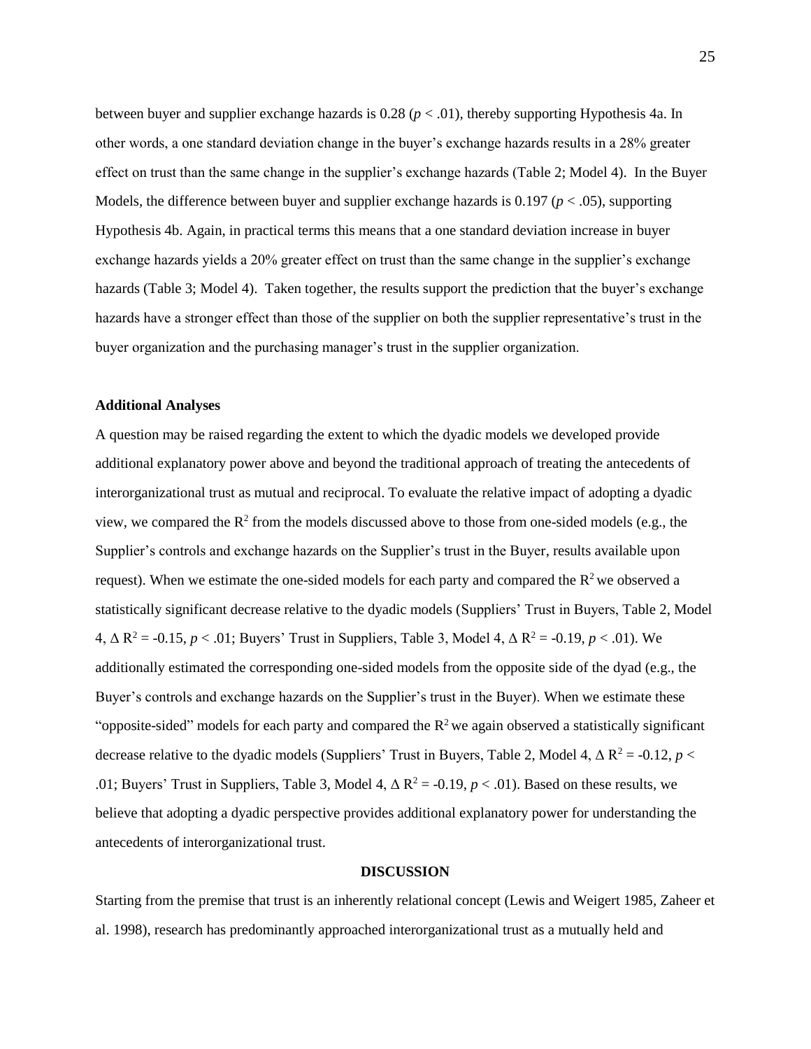between buyer and supplier exchange hazards is 0.28 ($p < .01$), thereby supporting Hypothesis 4a. In other words, a one standard deviation change in the buyer's exchange hazards results in a 28% greater effect on trust than the same change in the supplier's exchange hazards (Table 2; Model 4). In the Buyer Models, the difference between buyer and supplier exchange hazards is 0.197 ($p < .05$), supporting Hypothesis 4b. Again, in practical terms this means that a one standard deviation increase in buyer exchange hazards yields a 20% greater effect on trust than the same change in the supplier's exchange hazards (Table 3; Model 4). Taken together, the results support the prediction that the buyer's exchange hazards have a stronger effect than those of the supplier on both the supplier representative's trust in the buyer organization and the purchasing manager's trust in the supplier organization.

**Additional Analyses**

A question may be raised regarding the extent to which the dyadic models we developed provide additional explanatory power above and beyond the traditional approach of treating the antecedents of interorganizational trust as mutual and reciprocal. To evaluate the relative impact of adopting a dyadic view, we compared the $R^2$ from the models discussed above to those from one-sided models (e.g., the Supplier's controls and exchange hazards on the Supplier's trust in the Buyer, results available upon request). When we estimate the one-sided models for each party and compared the $R^2$ we observed a statistically significant decrease relative to the dyadic models (Suppliers' Trust in Buyers, Table 2, Model 4, $\Delta R^2 = -0.15$, $p < .01$; Buyers' Trust in Suppliers, Table 3, Model 4, $\Delta R^2 = -0.19$, $p < .01$). We additionally estimated the corresponding one-sided models from the opposite side of the dyad (e.g., the Buyer's controls and exchange hazards on the Supplier's trust in the Buyer). When we estimate these "opposite-sided" models for each party and compared the $R^2$ we again observed a statistically significant decrease relative to the dyadic models (Suppliers' Trust in Buyers, Table 2, Model 4, $\Delta R^2 = -0.12$, $p < .01$; Buyers' Trust in Suppliers, Table 3, Model 4, $\Delta R^2 = -0.19$, $p < .01$). Based on these results, we believe that adopting a dyadic perspective provides additional explanatory power for understanding the antecedents of interorganizational trust.

## DISCUSSION

Starting from the premise that trust is an inherently relational concept (Lewis and Weigert 1985, Zaheer et al. 1998), research has predominantly approached interorganizational trust as a mutually held and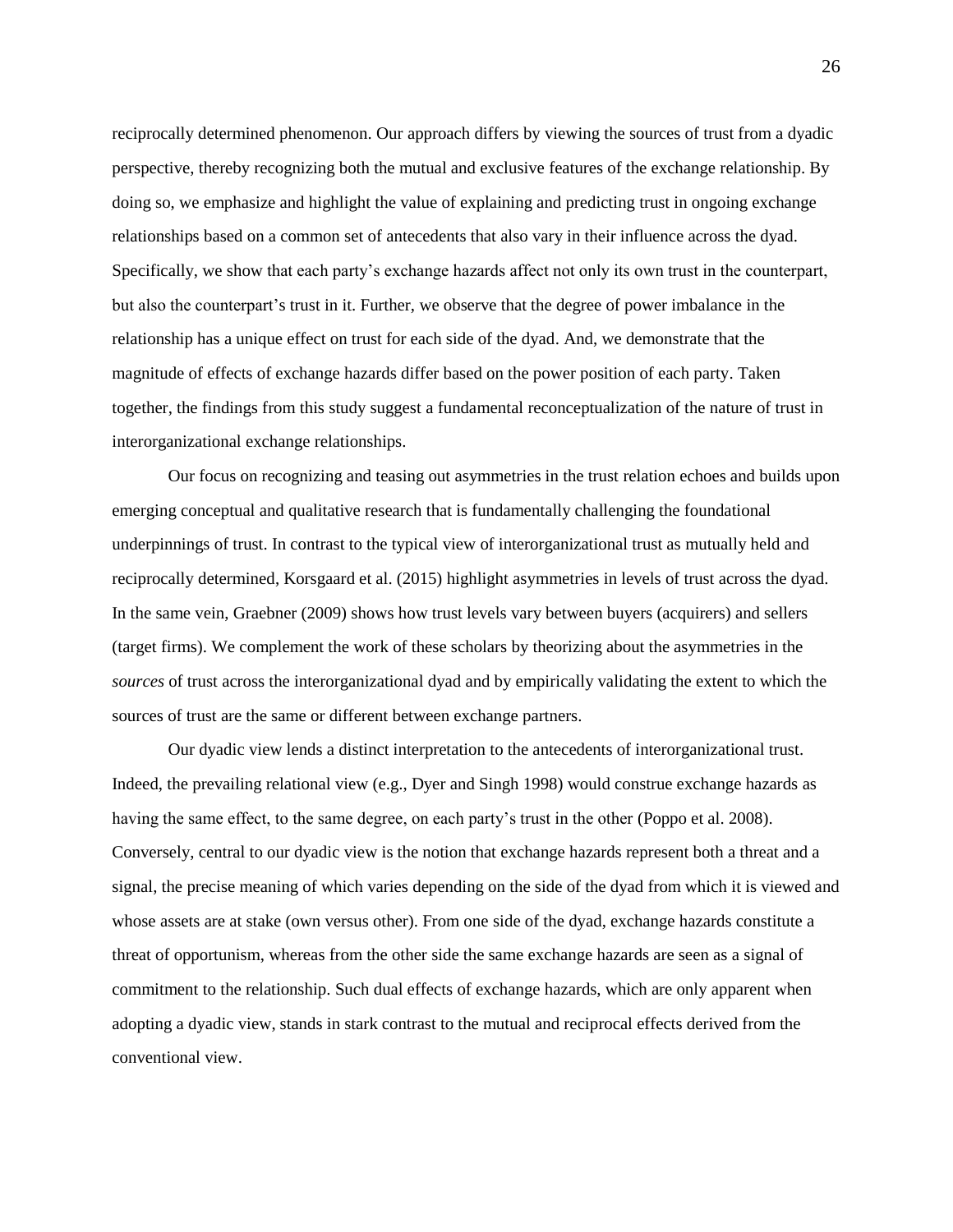reciprocally determined phenomenon. Our approach differs by viewing the sources of trust from a dyadic perspective, thereby recognizing both the mutual and exclusive features of the exchange relationship. By doing so, we emphasize and highlight the value of explaining and predicting trust in ongoing exchange relationships based on a common set of antecedents that also vary in their influence across the dyad. Specifically, we show that each party's exchange hazards affect not only its own trust in the counterpart, but also the counterpart's trust in it. Further, we observe that the degree of power imbalance in the relationship has a unique effect on trust for each side of the dyad. And, we demonstrate that the magnitude of effects of exchange hazards differ based on the power position of each party. Taken together, the findings from this study suggest a fundamental reconceptualization of the nature of trust in interorganizational exchange relationships.

Our focus on recognizing and teasing out asymmetries in the trust relation echoes and builds upon emerging conceptual and qualitative research that is fundamentally challenging the foundational underpinnings of trust. In contrast to the typical view of interorganizational trust as mutually held and reciprocally determined, Korsgaard et al. (2015) highlight asymmetries in levels of trust across the dyad. In the same vein, Graebner (2009) shows how trust levels vary between buyers (acquirers) and sellers (target firms). We complement the work of these scholars by theorizing about the asymmetries in the *sources* of trust across the interorganizational dyad and by empirically validating the extent to which the sources of trust are the same or different between exchange partners.

Our dyadic view lends a distinct interpretation to the antecedents of interorganizational trust. Indeed, the prevailing relational view (e.g., Dyer and Singh 1998) would construe exchange hazards as having the same effect, to the same degree, on each party's trust in the other (Poppo et al. 2008). Conversely, central to our dyadic view is the notion that exchange hazards represent both a threat and a signal, the precise meaning of which varies depending on the side of the dyad from which it is viewed and whose assets are at stake (own versus other). From one side of the dyad, exchange hazards constitute a threat of opportunism, whereas from the other side the same exchange hazards are seen as a signal of commitment to the relationship. Such dual effects of exchange hazards, which are only apparent when adopting a dyadic view, stands in stark contrast to the mutual and reciprocal effects derived from the conventional view.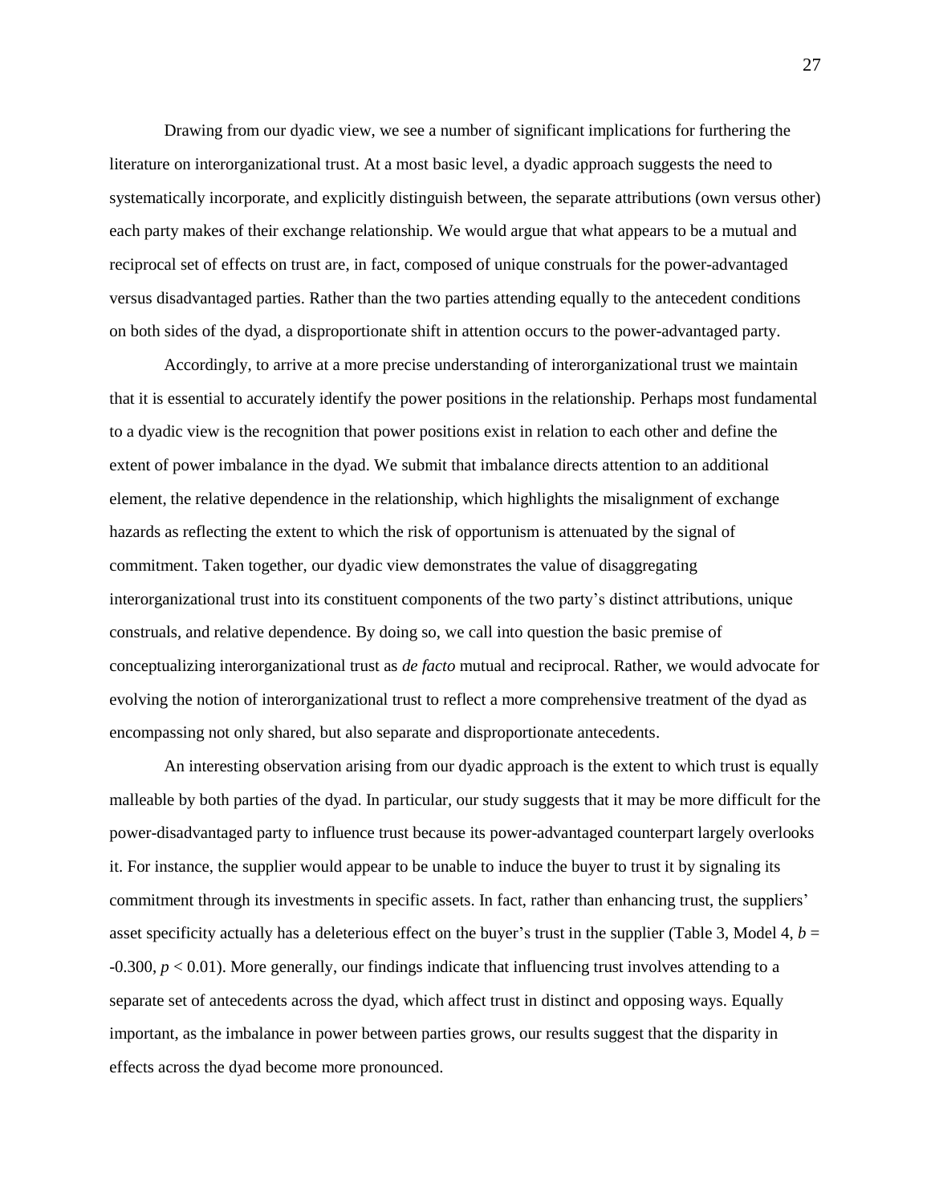Drawing from our dyadic view, we see a number of significant implications for furthering the literature on interorganizational trust. At a most basic level, a dyadic approach suggests the need to systematically incorporate, and explicitly distinguish between, the separate attributions (own versus other) each party makes of their exchange relationship. We would argue that what appears to be a mutual and reciprocal set of effects on trust are, in fact, composed of unique construals for the power-advantaged versus disadvantaged parties. Rather than the two parties attending equally to the antecedent conditions on both sides of the dyad, a disproportionate shift in attention occurs to the power-advantaged party.

Accordingly, to arrive at a more precise understanding of interorganizational trust we maintain that it is essential to accurately identify the power positions in the relationship. Perhaps most fundamental to a dyadic view is the recognition that power positions exist in relation to each other and define the extent of power imbalance in the dyad. We submit that imbalance directs attention to an additional element, the relative dependence in the relationship, which highlights the misalignment of exchange hazards as reflecting the extent to which the risk of opportunism is attenuated by the signal of commitment. Taken together, our dyadic view demonstrates the value of disaggregating interorganizational trust into its constituent components of the two party's distinct attributions, unique construals, and relative dependence. By doing so, we call into question the basic premise of conceptualizing interorganizational trust as *de facto* mutual and reciprocal. Rather, we would advocate for evolving the notion of interorganizational trust to reflect a more comprehensive treatment of the dyad as encompassing not only shared, but also separate and disproportionate antecedents.

An interesting observation arising from our dyadic approach is the extent to which trust is equally malleable by both parties of the dyad. In particular, our study suggests that it may be more difficult for the power-disadvantaged party to influence trust because its power-advantaged counterpart largely overlooks it. For instance, the supplier would appear to be unable to induce the buyer to trust it by signaling its commitment through its investments in specific assets. In fact, rather than enhancing trust, the suppliers' asset specificity actually has a deleterious effect on the buyer's trust in the supplier (Table 3, Model 4, $b = -0.300$, $p < 0.01$). More generally, our findings indicate that influencing trust involves attending to a separate set of antecedents across the dyad, which affect trust in distinct and opposing ways. Equally important, as the imbalance in power between parties grows, our results suggest that the disparity in effects across the dyad become more pronounced.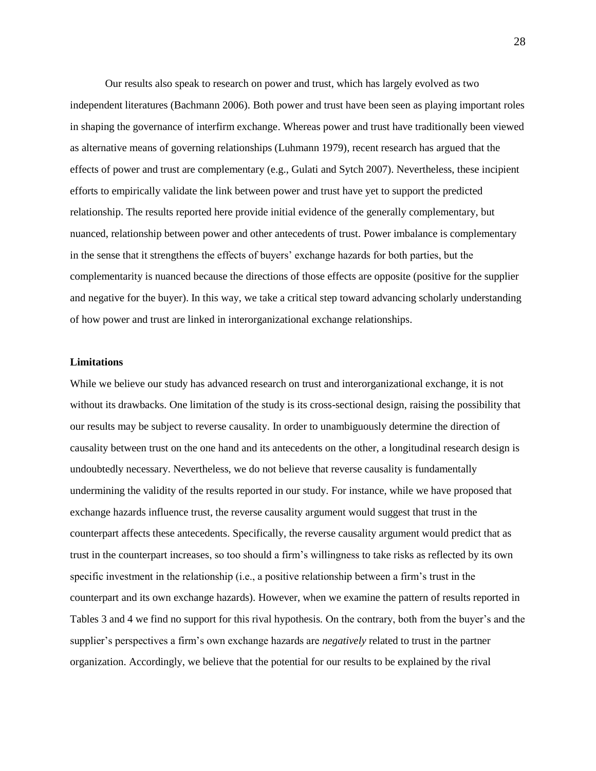Our results also speak to research on power and trust, which has largely evolved as two independent literatures (Bachmann 2006). Both power and trust have been seen as playing important roles in shaping the governance of interfirm exchange. Whereas power and trust have traditionally been viewed as alternative means of governing relationships (Luhmann 1979), recent research has argued that the effects of power and trust are complementary (e.g., Gulati and Sytch 2007). Nevertheless, these incipient efforts to empirically validate the link between power and trust have yet to support the predicted relationship. The results reported here provide initial evidence of the generally complementary, but nuanced, relationship between power and other antecedents of trust. Power imbalance is complementary in the sense that it strengthens the effects of buyers' exchange hazards for both parties, but the complementarity is nuanced because the directions of those effects are opposite (positive for the supplier and negative for the buyer). In this way, we take a critical step toward advancing scholarly understanding of how power and trust are linked in interorganizational exchange relationships.

**Limitations**

While we believe our study has advanced research on trust and interorganizational exchange, it is not without its drawbacks. One limitation of the study is its cross-sectional design, raising the possibility that our results may be subject to reverse causality. In order to unambiguously determine the direction of causality between trust on the one hand and its antecedents on the other, a longitudinal research design is undoubtedly necessary. Nevertheless, we do not believe that reverse causality is fundamentally undermining the validity of the results reported in our study. For instance, while we have proposed that exchange hazards influence trust, the reverse causality argument would suggest that trust in the counterpart affects these antecedents. Specifically, the reverse causality argument would predict that as trust in the counterpart increases, so too should a firm's willingness to take risks as reflected by its own specific investment in the relationship (i.e., a positive relationship between a firm's trust in the counterpart and its own exchange hazards). However, when we examine the pattern of results reported in Tables 3 and 4 we find no support for this rival hypothesis. On the contrary, both from the buyer's and the supplier's perspectives a firm's own exchange hazards are *negatively* related to trust in the partner organization. Accordingly, we believe that the potential for our results to be explained by the rival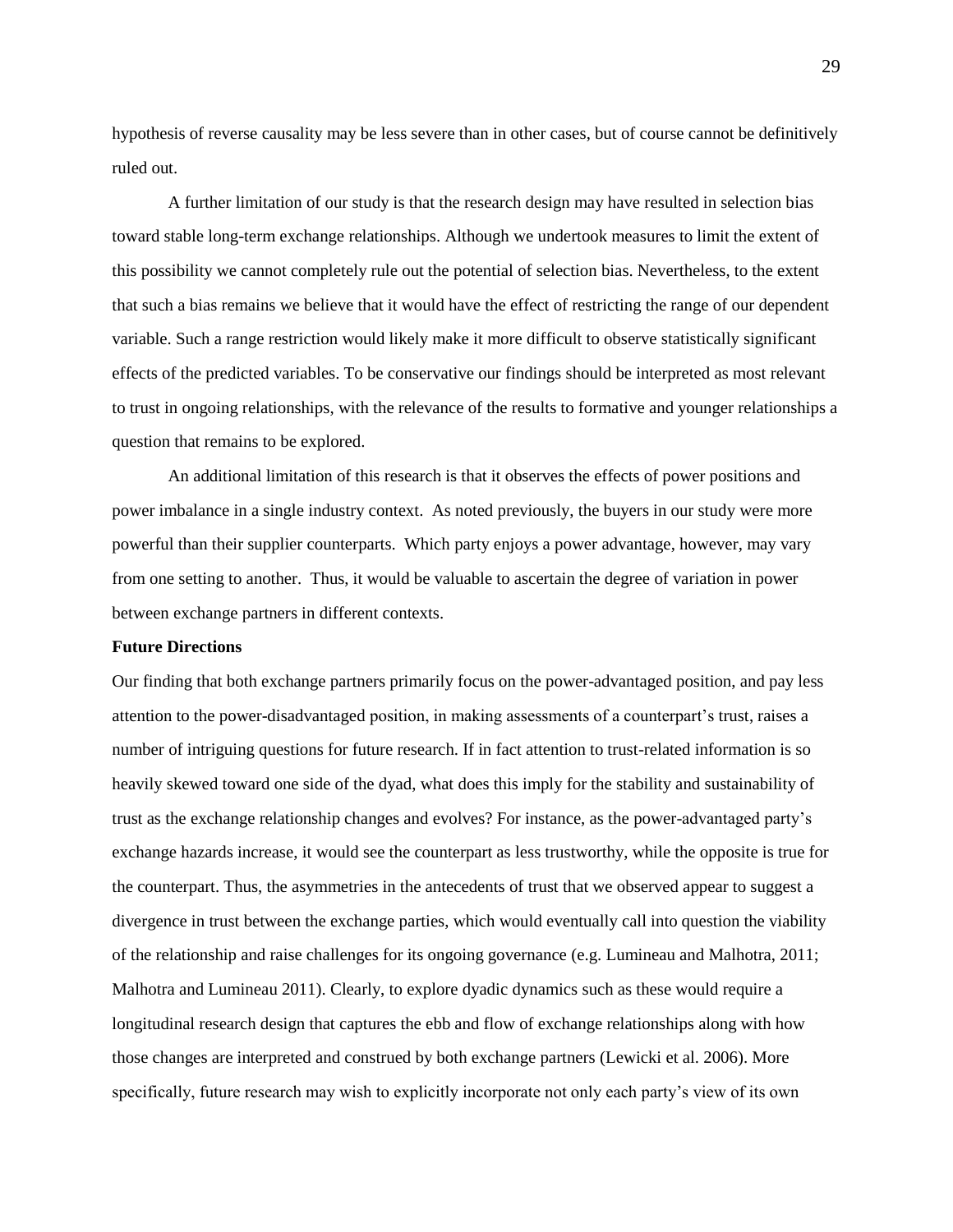hypothesis of reverse causality may be less severe than in other cases, but of course cannot be definitively ruled out.

A further limitation of our study is that the research design may have resulted in selection bias toward stable long-term exchange relationships. Although we undertook measures to limit the extent of this possibility we cannot completely rule out the potential of selection bias. Nevertheless, to the extent that such a bias remains we believe that it would have the effect of restricting the range of our dependent variable. Such a range restriction would likely make it more difficult to observe statistically significant effects of the predicted variables. To be conservative our findings should be interpreted as most relevant to trust in ongoing relationships, with the relevance of the results to formative and younger relationships a question that remains to be explored.

An additional limitation of this research is that it observes the effects of power positions and power imbalance in a single industry context. As noted previously, the buyers in our study were more powerful than their supplier counterparts. Which party enjoys a power advantage, however, may vary from one setting to another. Thus, it would be valuable to ascertain the degree of variation in power between exchange partners in different contexts.

**Future Directions**

Our finding that both exchange partners primarily focus on the power-advantaged position, and pay less attention to the power-disadvantaged position, in making assessments of a counterpart's trust, raises a number of intriguing questions for future research. If in fact attention to trust-related information is so heavily skewed toward one side of the dyad, what does this imply for the stability and sustainability of trust as the exchange relationship changes and evolves? For instance, as the power-advantaged party's exchange hazards increase, it would see the counterpart as less trustworthy, while the opposite is true for the counterpart. Thus, the asymmetries in the antecedents of trust that we observed appear to suggest a divergence in trust between the exchange parties, which would eventually call into question the viability of the relationship and raise challenges for its ongoing governance (e.g. Lumineau and Malhotra, 2011; Malhotra and Lumineau 2011). Clearly, to explore dyadic dynamics such as these would require a longitudinal research design that captures the ebb and flow of exchange relationships along with how those changes are interpreted and construed by both exchange partners (Lewicki et al. 2006). More specifically, future research may wish to explicitly incorporate not only each party's view of its own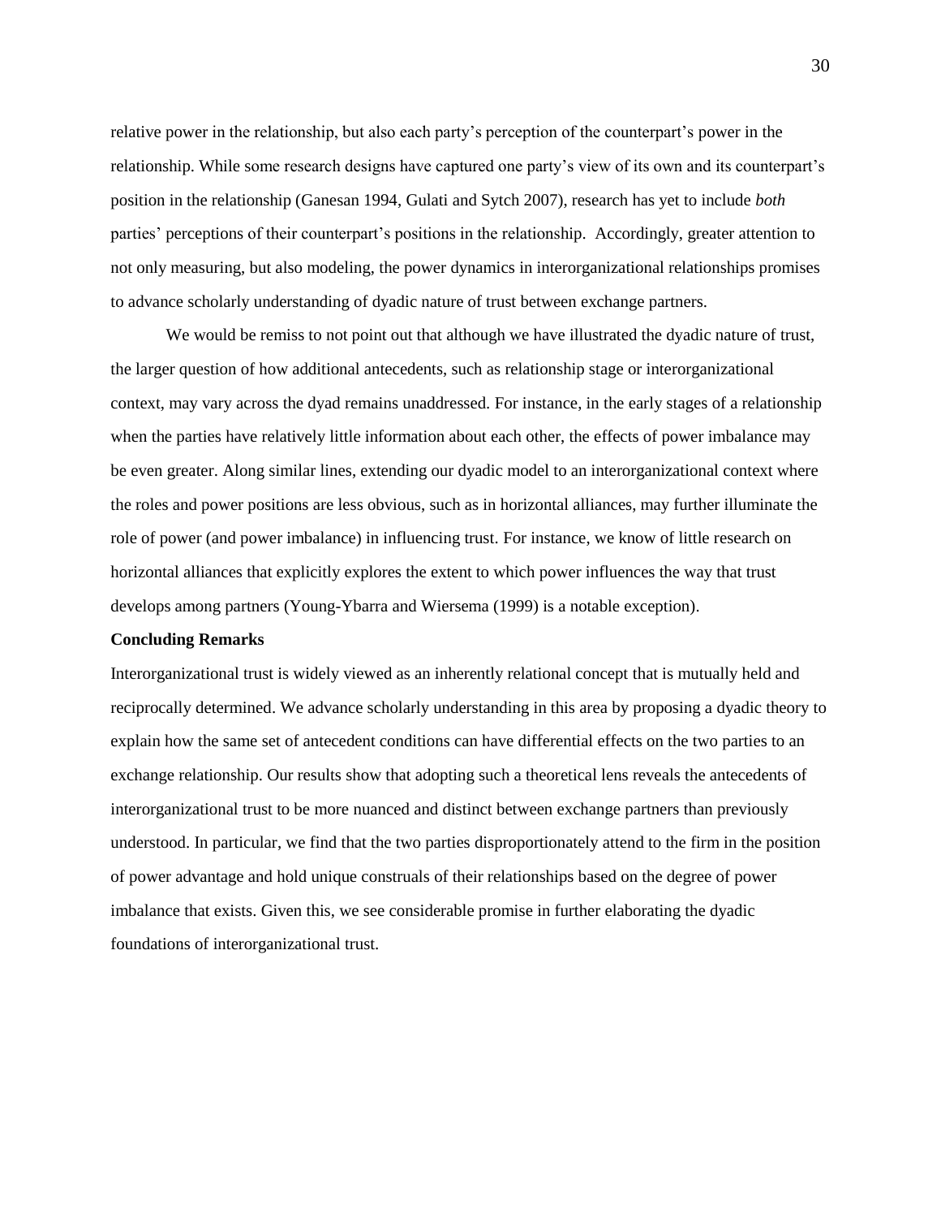relative power in the relationship, but also each party's perception of the counterpart's power in the relationship. While some research designs have captured one party's view of its own and its counterpart's position in the relationship (Ganesan 1994, Gulati and Sytch 2007), research has yet to include *both* parties' perceptions of their counterpart's positions in the relationship. Accordingly, greater attention to not only measuring, but also modeling, the power dynamics in interorganizational relationships promises to advance scholarly understanding of dyadic nature of trust between exchange partners.

We would be remiss to not point out that although we have illustrated the dyadic nature of trust, the larger question of how additional antecedents, such as relationship stage or interorganizational context, may vary across the dyad remains unaddressed. For instance, in the early stages of a relationship when the parties have relatively little information about each other, the effects of power imbalance may be even greater. Along similar lines, extending our dyadic model to an interorganizational context where the roles and power positions are less obvious, such as in horizontal alliances, may further illuminate the role of power (and power imbalance) in influencing trust. For instance, we know of little research on horizontal alliances that explicitly explores the extent to which power influences the way that trust develops among partners (Young-Ybarra and Wiersema (1999) is a notable exception).

**Concluding Remarks**

Interorganizational trust is widely viewed as an inherently relational concept that is mutually held and reciprocally determined. We advance scholarly understanding in this area by proposing a dyadic theory to explain how the same set of antecedent conditions can have differential effects on the two parties to an exchange relationship. Our results show that adopting such a theoretical lens reveals the antecedents of interorganizational trust to be more nuanced and distinct between exchange partners than previously understood. In particular, we find that the two parties disproportionately attend to the firm in the position of power advantage and hold unique construals of their relationships based on the degree of power imbalance that exists. Given this, we see considerable promise in further elaborating the dyadic foundations of interorganizational trust.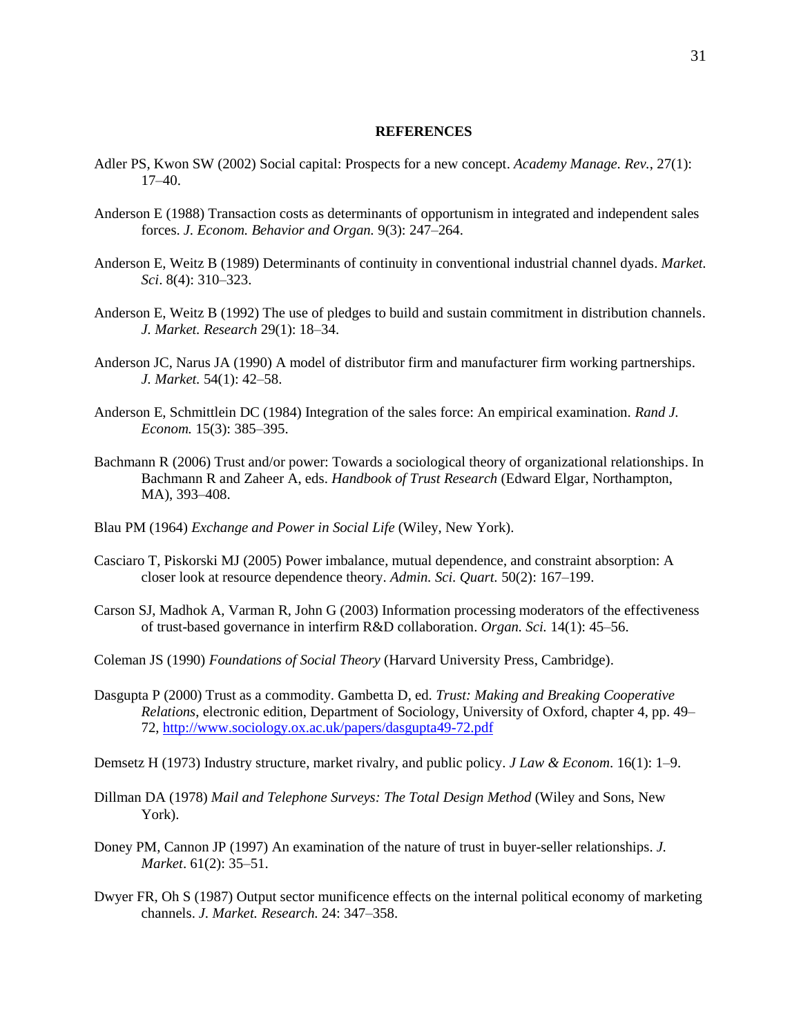## REFERENCES

Adler PS, Kwon SW (2002) Social capital: Prospects for a new concept. *Academy Manage. Rev.*, 27(1): 17–40.

Anderson E (1988) Transaction costs as determinants of opportunism in integrated and independent sales forces. *J. Econom. Behavior and Organ.* 9(3): 247–264.

Anderson E, Weitz B (1989) Determinants of continuity in conventional industrial channel dyads. *Market. Sci*. 8(4): 310–323.

Anderson E, Weitz B (1992) The use of pledges to build and sustain commitment in distribution channels. *J. Market. Research* 29(1): 18–34.

Anderson JC, Narus JA (1990) A model of distributor firm and manufacturer firm working partnerships. *J. Market.* 54(1): 42–58.

Anderson E, Schmittlein DC (1984) Integration of the sales force: An empirical examination. *Rand J. Econom.* 15(3): 385–395.

Bachmann R (2006) Trust and/or power: Towards a sociological theory of organizational relationships. In Bachmann R and Zaheer A, eds. *Handbook of Trust Research* (Edward Elgar, Northampton, MA), 393–408.

Blau PM (1964) *Exchange and Power in Social Life* (Wiley, New York).

Casciaro T, Piskorski MJ (2005) Power imbalance, mutual dependence, and constraint absorption: A closer look at resource dependence theory. *Admin. Sci. Quart.* 50(2): 167–199.

Carson SJ, Madhok A, Varman R, John G (2003) Information processing moderators of the effectiveness of trust-based governance in interfirm R&D collaboration. *Organ. Sci.* 14(1): 45–56.

Coleman JS (1990) *Foundations of Social Theory* (Harvard University Press, Cambridge).

Dasgupta P (2000) Trust as a commodity. Gambetta D, ed. *Trust: Making and Breaking Cooperative Relations*, electronic edition, Department of Sociology, University of Oxford, chapter 4, pp. 49–72, http://www.sociology.ox.ac.uk/papers/dasgupta49-72.pdf

Demsetz H (1973) Industry structure, market rivalry, and public policy. *J Law & Econom*. 16(1): 1–9.

Dillman DA (1978) *Mail and Telephone Surveys: The Total Design Method* (Wiley and Sons, New York).

Doney PM, Cannon JP (1997) An examination of the nature of trust in buyer-seller relationships. *J. Market*. 61(2): 35–51.

Dwyer FR, Oh S (1987) Output sector munificence effects on the internal political economy of marketing channels. *J. Market. Research.* 24: 347–358.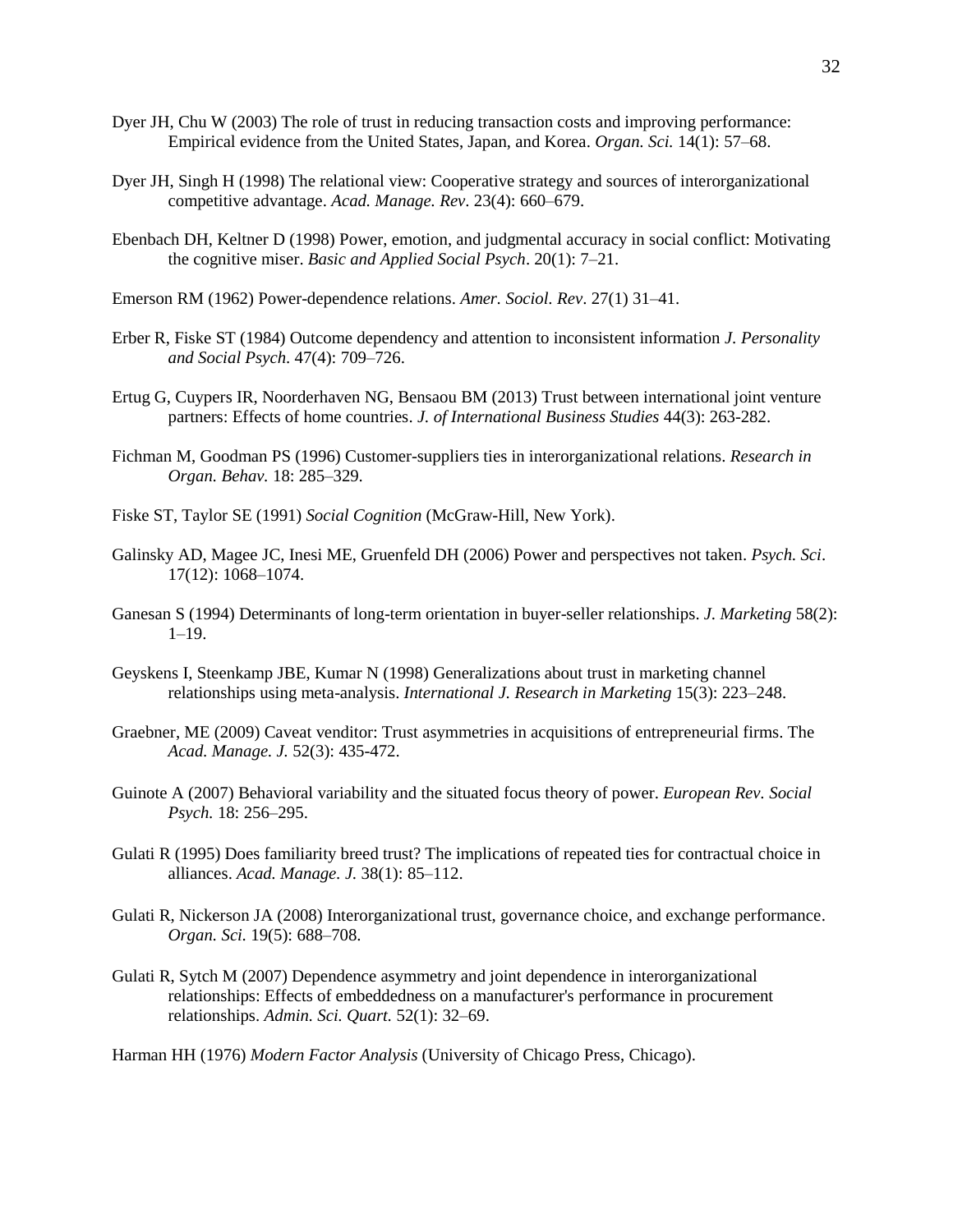Dyer JH, Chu W (2003) The role of trust in reducing transaction costs and improving performance: Empirical evidence from the United States, Japan, and Korea. *Organ. Sci.* 14(1): 57–68.

Dyer JH, Singh H (1998) The relational view: Cooperative strategy and sources of interorganizational competitive advantage. *Acad. Manage. Rev*. 23(4): 660–679.

Ebenbach DH, Keltner D (1998) Power, emotion, and judgmental accuracy in social conflict: Motivating the cognitive miser. *Basic and Applied Social Psych*. 20(1): 7–21.

Emerson RM (1962) Power-dependence relations. *Amer. Sociol. Rev*. 27(1) 31–41.

Erber R, Fiske ST (1984) Outcome dependency and attention to inconsistent information *J. Personality and Social Psych.* 47(4): 709–726.

Ertug G, Cuypers IR, Noorderhaven NG, Bensaou BM (2013) Trust between international joint venture partners: Effects of home countries. *J. of International Business Studies* 44(3): 263-282.

Fichman M, Goodman PS (1996) Customer-suppliers ties in interorganizational relations. *Research in Organ. Behav.* 18: 285–329.

Fiske ST, Taylor SE (1991) *Social Cognition* (McGraw-Hill, New York).

Galinsky AD, Magee JC, Inesi ME, Gruenfeld DH (2006) Power and perspectives not taken. *Psych. Sci*. 17(12): 1068–1074.

Ganesan S (1994) Determinants of long-term orientation in buyer-seller relationships. *J. Marketing* 58(2): 1–19.

Geyskens I, Steenkamp JBE, Kumar N (1998) Generalizations about trust in marketing channel relationships using meta-analysis. *International J. Research in Marketing* 15(3): 223–248.

Graebner, ME (2009) Caveat venditor: Trust asymmetries in acquisitions of entrepreneurial firms. The *Acad. Manage. J.* 52(3): 435-472.

Guinote A (2007) Behavioral variability and the situated focus theory of power. *European Rev. Social Psych.* 18: 256–295.

Gulati R (1995) Does familiarity breed trust? The implications of repeated ties for contractual choice in alliances. *Acad. Manage. J.* 38(1): 85–112.

Gulati R, Nickerson JA (2008) Interorganizational trust, governance choice, and exchange performance. *Organ. Sci.* 19(5): 688–708.

Gulati R, Sytch M (2007) Dependence asymmetry and joint dependence in interorganizational relationships: Effects of embeddedness on a manufacturer's performance in procurement relationships. *Admin. Sci. Quart.* 52(1): 32–69.

Harman HH (1976) *Modern Factor Analysis* (University of Chicago Press, Chicago).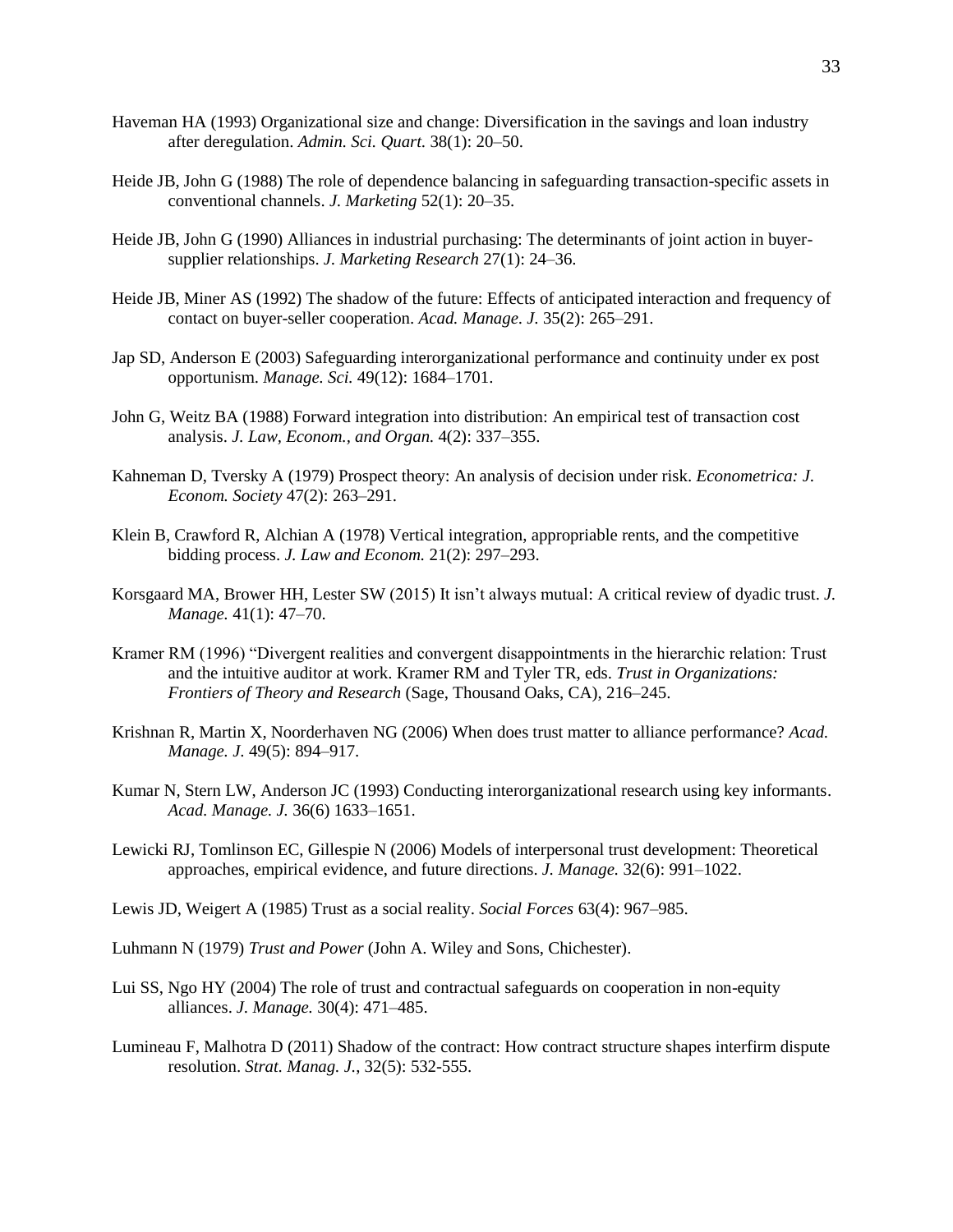Haveman HA (1993) Organizational size and change: Diversification in the savings and loan industry after deregulation. *Admin. Sci. Quart.* 38(1): 20–50.

Heide JB, John G (1988) The role of dependence balancing in safeguarding transaction-specific assets in conventional channels. *J. Marketing* 52(1): 20–35.

Heide JB, John G (1990) Alliances in industrial purchasing: The determinants of joint action in buyer-supplier relationships. *J. Marketing Research* 27(1): 24–36.

Heide JB, Miner AS (1992) The shadow of the future: Effects of anticipated interaction and frequency of contact on buyer-seller cooperation. *Acad. Manage. J.* 35(2): 265–291.

Jap SD, Anderson E (2003) Safeguarding interorganizational performance and continuity under ex post opportunism. *Manage. Sci.* 49(12): 1684–1701.

John G, Weitz BA (1988) Forward integration into distribution: An empirical test of transaction cost analysis. *J. Law, Econom., and Organ.* 4(2): 337–355.

Kahneman D, Tversky A (1979) Prospect theory: An analysis of decision under risk. *Econometrica: J. Econom. Society* 47(2): 263–291.

Klein B, Crawford R, Alchian A (1978) Vertical integration, appropriable rents, and the competitive bidding process. *J. Law and Econom.* 21(2): 297–293.

Korsgaard MA, Brower HH, Lester SW (2015) It isn't always mutual: A critical review of dyadic trust. *J. Manage.* 41(1): 47–70.

Kramer RM (1996) "Divergent realities and convergent disappointments in the hierarchic relation: Trust and the intuitive auditor at work. Kramer RM and Tyler TR, eds. *Trust in Organizations: Frontiers of Theory and Research* (Sage, Thousand Oaks, CA), 216–245.

Krishnan R, Martin X, Noorderhaven NG (2006) When does trust matter to alliance performance? *Acad. Manage. J.* 49(5): 894–917.

Kumar N, Stern LW, Anderson JC (1993) Conducting interorganizational research using key informants. *Acad. Manage. J.* 36(6) 1633–1651.

Lewicki RJ, Tomlinson EC, Gillespie N (2006) Models of interpersonal trust development: Theoretical approaches, empirical evidence, and future directions. *J. Manage.* 32(6): 991–1022.

Lewis JD, Weigert A (1985) Trust as a social reality. *Social Forces* 63(4): 967–985.

Luhmann N (1979) *Trust and Power* (John A. Wiley and Sons, Chichester).

Lui SS, Ngo HY (2004) The role of trust and contractual safeguards on cooperation in non-equity alliances. *J. Manage.* 30(4): 471–485.

Lumineau F, Malhotra D (2011) Shadow of the contract: How contract structure shapes interfirm dispute resolution. *Strat. Manag. J.*, 32(5): 532-555.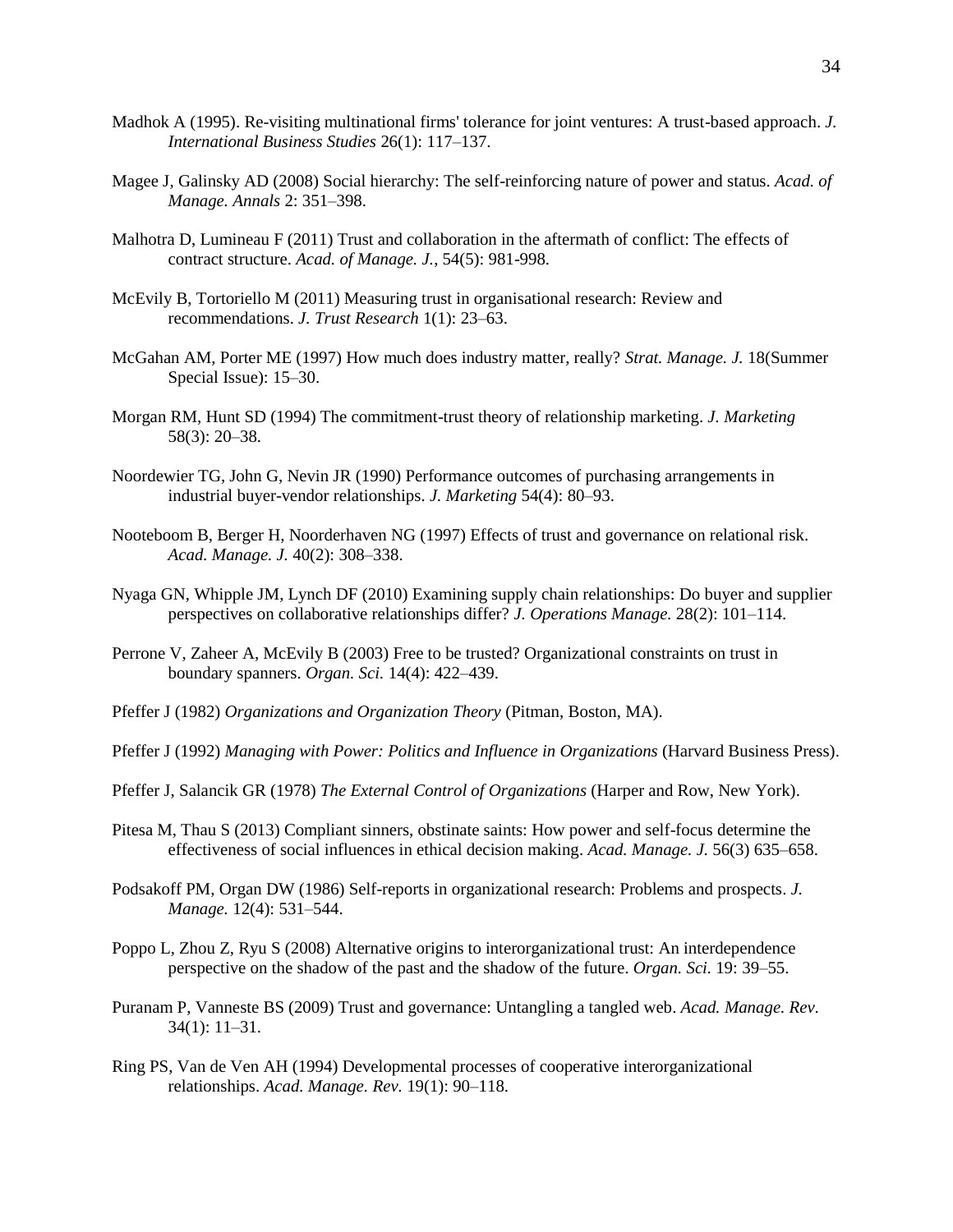Madhok A (1995). Re-visiting multinational firms' tolerance for joint ventures: A trust-based approach. *J. International Business Studies* 26(1): 117–137.

Magee J, Galinsky AD (2008) Social hierarchy: The self-reinforcing nature of power and status. *Acad. of Manage. Annals* 2: 351–398.

Malhotra D, Lumineau F (2011) Trust and collaboration in the aftermath of conflict: The effects of contract structure. *Acad. of Manage. J.*, 54(5): 981-998.

McEvily B, Tortoriello M (2011) Measuring trust in organisational research: Review and recommendations. *J. Trust Research* 1(1): 23–63.

McGahan AM, Porter ME (1997) How much does industry matter, really? *Strat. Manage. J.* 18(Summer Special Issue): 15–30.

Morgan RM, Hunt SD (1994) The commitment-trust theory of relationship marketing. *J. Marketing* 58(3): 20–38.

Noordewier TG, John G, Nevin JR (1990) Performance outcomes of purchasing arrangements in industrial buyer-vendor relationships. *J. Marketing* 54(4): 80–93.

Nooteboom B, Berger H, Noorderhaven NG (1997) Effects of trust and governance on relational risk. *Acad. Manage. J.* 40(2): 308–338.

Nyaga GN, Whipple JM, Lynch DF (2010) Examining supply chain relationships: Do buyer and supplier perspectives on collaborative relationships differ? *J. Operations Manage.* 28(2): 101–114.

Perrone V, Zaheer A, McEvily B (2003) Free to be trusted? Organizational constraints on trust in boundary spanners. *Organ. Sci.* 14(4): 422–439.

Pfeffer J (1982) *Organizations and Organization Theory* (Pitman, Boston, MA).

Pfeffer J (1992) *Managing with Power: Politics and Influence in Organizations* (Harvard Business Press).

Pfeffer J, Salancik GR (1978) *The External Control of Organizations* (Harper and Row, New York).

Pitesa M, Thau S (2013) Compliant sinners, obstinate saints: How power and self-focus determine the effectiveness of social influences in ethical decision making. *Acad. Manage. J.* 56(3) 635–658.

Podsakoff PM, Organ DW (1986) Self-reports in organizational research: Problems and prospects. *J. Manage.* 12(4): 531–544.

Poppo L, Zhou Z, Ryu S (2008) Alternative origins to interorganizational trust: An interdependence perspective on the shadow of the past and the shadow of the future. *Organ. Sci.* 19: 39–55.

Puranam P, Vanneste BS (2009) Trust and governance: Untangling a tangled web. *Acad. Manage. Rev.* 34(1): 11–31.

Ring PS, Van de Ven AH (1994) Developmental processes of cooperative interorganizational relationships. *Acad. Manage. Rev.* 19(1): 90–118.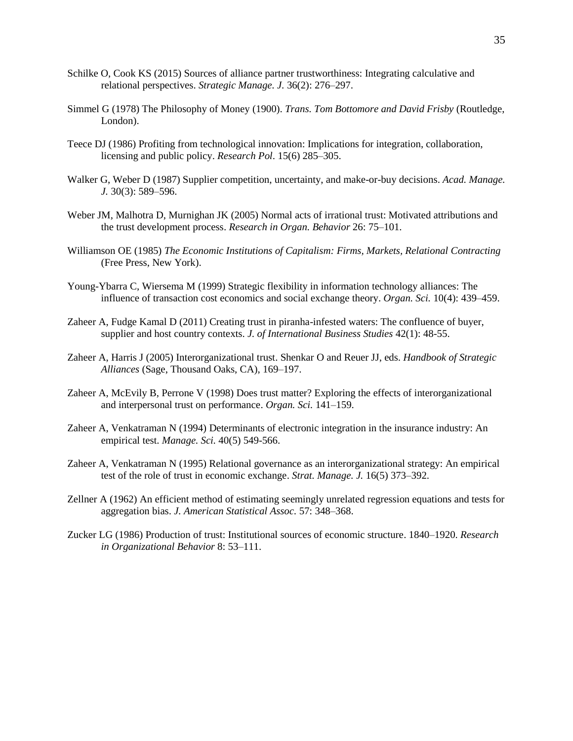Schilke O, Cook KS (2015) Sources of alliance partner trustworthiness: Integrating calculative and relational perspectives. *Strategic Manage. J*. 36(2): 276–297.

Simmel G (1978) The Philosophy of Money (1900). *Trans. Tom Bottomore and David Frisby* (Routledge, London).

Teece DJ (1986) Profiting from technological innovation: Implications for integration, collaboration, licensing and public policy. *Research Pol*. 15(6) 285–305.

Walker G, Weber D (1987) Supplier competition, uncertainty, and make-or-buy decisions. *Acad. Manage. J*. 30(3): 589–596.

Weber JM, Malhotra D, Murnighan JK (2005) Normal acts of irrational trust: Motivated attributions and the trust development process. *Research in Organ. Behavior* 26: 75–101.

Williamson OE (1985) *The Economic Institutions of Capitalism: Firms, Markets, Relational Contracting* (Free Press, New York).

Young-Ybarra C, Wiersema M (1999) Strategic flexibility in information technology alliances: The influence of transaction cost economics and social exchange theory. *Organ. Sci.* 10(4): 439–459.

Zaheer A, Fudge Kamal D (2011) Creating trust in piranha-infested waters: The confluence of buyer, supplier and host country contexts. *J. of International Business Studies* 42(1): 48-55.

Zaheer A, Harris J (2005) Interorganizational trust. Shenkar O and Reuer JJ, eds. *Handbook of Strategic Alliances* (Sage, Thousand Oaks, CA), 169–197.

Zaheer A, McEvily B, Perrone V (1998) Does trust matter? Exploring the effects of interorganizational and interpersonal trust on performance. *Organ. Sci.* 141–159.

Zaheer A, Venkatraman N (1994) Determinants of electronic integration in the insurance industry: An empirical test. *Manage. Sci.* 40(5) 549-566.

Zaheer A, Venkatraman N (1995) Relational governance as an interorganizational strategy: An empirical test of the role of trust in economic exchange. *Strat. Manage. J.* 16(5) 373–392.

Zellner A (1962) An efficient method of estimating seemingly unrelated regression equations and tests for aggregation bias. *J. American Statistical Assoc*. 57: 348–368.

Zucker LG (1986) Production of trust: Institutional sources of economic structure. 1840–1920. *Research in Organizational Behavior* 8: 53–111.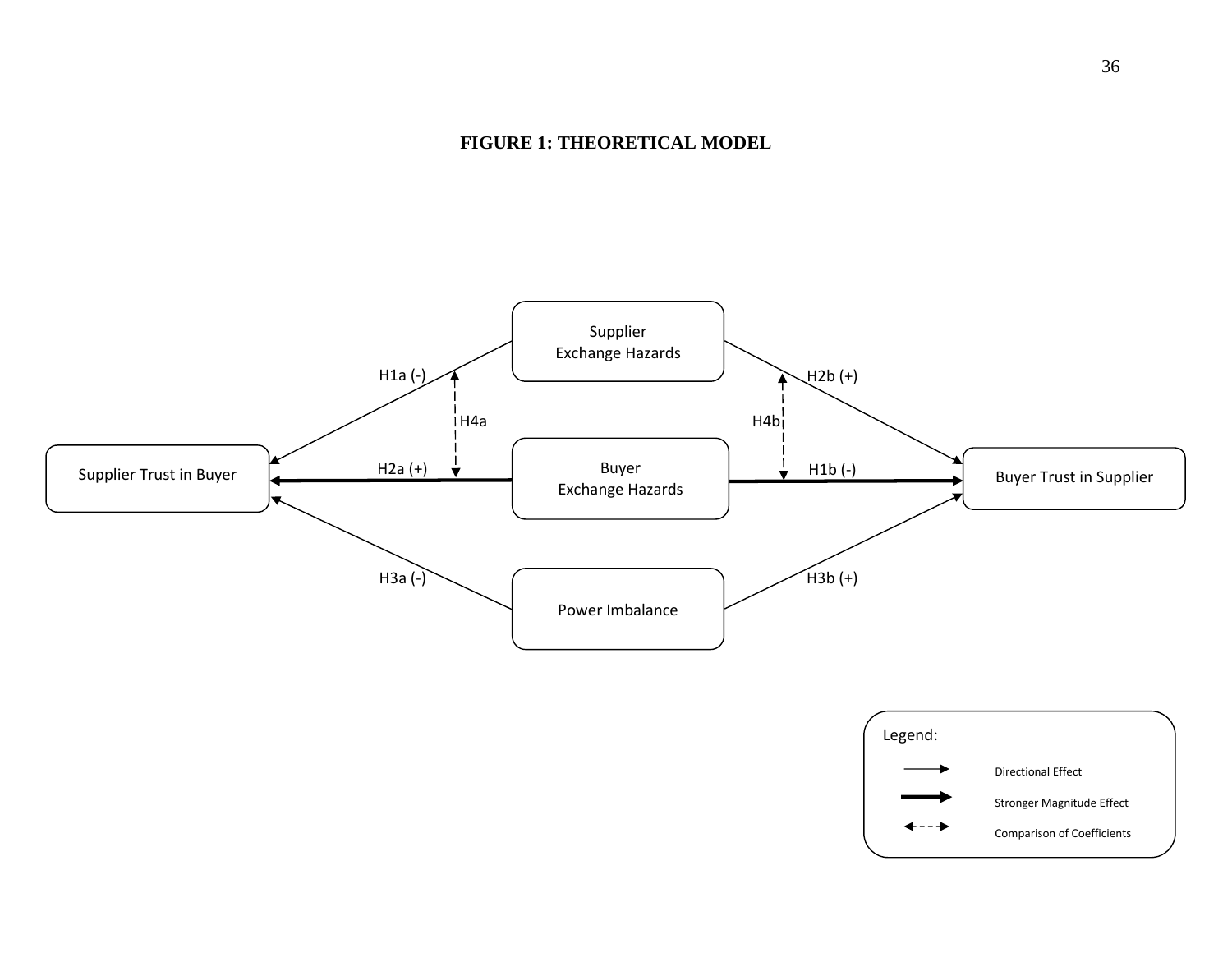**FIGURE 1: THEORETICAL MODEL**

Supplier Exchange Hazards

Supplier Trust in Buyer

Buyer Exchange Hazards

Buyer Trust in Supplier

Power Imbalance

H1a (-)

H2b (+)

H4a

H4b

H2a (+)

H1b (-)

H3a (-)

H3b (+)

Legend:

Directional Effect

Stronger Magnitude Effect

Comparison of Coefficients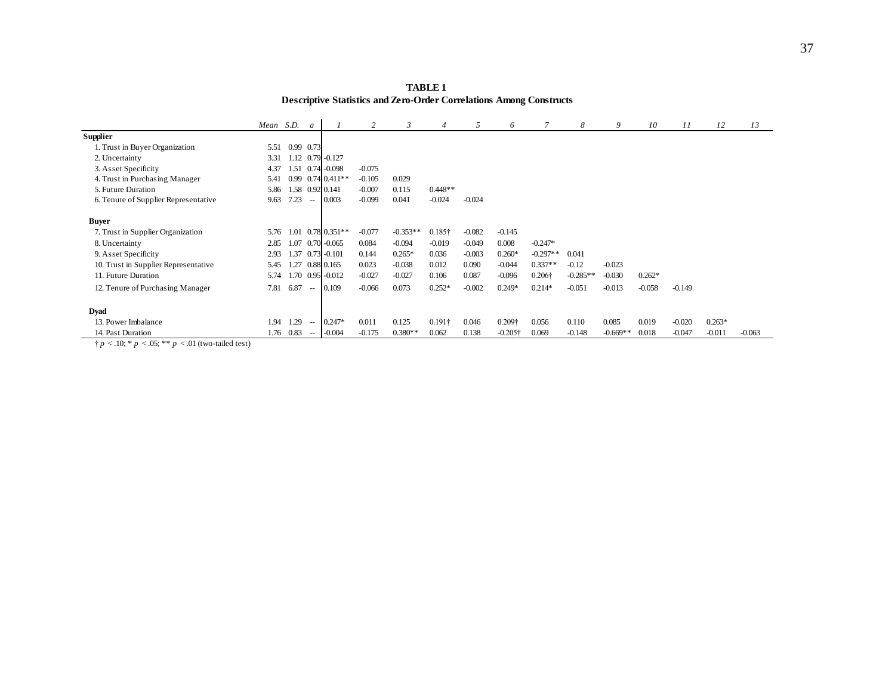**TABLE 1**
**Descriptive Statistics and Zero-Order Correlations Among Constructs**

| | *Mean* | *S.D.* | *a* | *1* | *2* | *3* | *4* | *5* | *6* | *7* | *8* | *9* | *10* | *11* | *12* | *13* |
|---|---|---|---|---|---|---|---|---|---|---|---|---|---|---|---|---|
| **Supplier** | | | | | | | | | | | | | | | | |
| 1. Trust in Buyer Organization | 5.51 | 0.99 | 0.73 | | | | | | | | | | | | | |
| 2. Uncertainty | 3.31 | 1.12 | 0.79 | -0.127 | | | | | | | | | | | | |
| 3. Asset Specificity | 4.37 | 1.51 | 0.74 | -0.098 | -0.075 | | | | | | | | | | | |
| 4. Trust in Purchasing Manager | 5.41 | 0.99 | 0.74 | 0.411** | -0.105 | 0.029 | | | | | | | | | | |
| 5. Future Duration | 5.86 | 1.58 | 0.92 | 0.141 | -0.007 | 0.115 | 0.448** | | | | | | | | | |
| 6. Tenure of Supplier Representative | 9.63 | 7.23 | -- | 0.003 | -0.099 | 0.041 | -0.024 | -0.024 | | | | | | | | |
| **Buyer** | | | | | | | | | | | | | | | | |
| 7. Trust in Supplier Organization | 5.76 | 1.01 | 0.78 | 0.351** | -0.077 | -0.353** | 0.185† | -0.082 | -0.145 | | | | | | | |
| 8. Uncertainty | 2.85 | 1.07 | 0.70 | -0.065 | 0.084 | -0.094 | -0.019 | -0.049 | 0.008 | -0.247* | | | | | | |
| 9. Asset Specificity | 2.93 | 1.37 | 0.73 | -0.101 | 0.144 | 0.265* | 0.036 | -0.003 | 0.260* | -0.297** | 0.041 | | | | | |
| 10. Trust in Supplier Representative | 5.45 | 1.27 | 0.88 | 0.165 | 0.023 | -0.038 | 0.012 | 0.090 | -0.044 | 0.337** | -0.12 | -0.023 | | | | |
| 11. Future Duration | 5.74 | 1.70 | 0.95 | -0.012 | -0.027 | -0.027 | 0.106 | 0.087 | -0.096 | 0.206† | -0.285** | -0.030 | 0.262* | | | |
| 12. Tenure of Purchasing Manager | 7.81 | 6.87 | -- | 0.109 | -0.066 | 0.073 | 0.252* | -0.002 | 0.249* | 0.214* | -0.051 | -0.013 | -0.058 | -0.149 | | |
| **Dyad** | | | | | | | | | | | | | | | | |
| 13. Power Imbalance | 1.94 | 1.29 | -- | 0.247* | 0.011 | 0.125 | 0.191† | 0.046 | 0.209† | 0.056 | 0.110 | 0.085 | 0.019 | -0.020 | 0.263* | |
| 14. Past Duration | 1.76 | 0.83 | -- | -0.004 | -0.175 | 0.380** | 0.062 | 0.138 | -0.205† | 0.069 | -0.148 | -0.669** | 0.018 | -0.047 | -0.011 | -0.063 |

† $p < .10$; * $p < .05$; ** $p < .01$ (two-tailed test)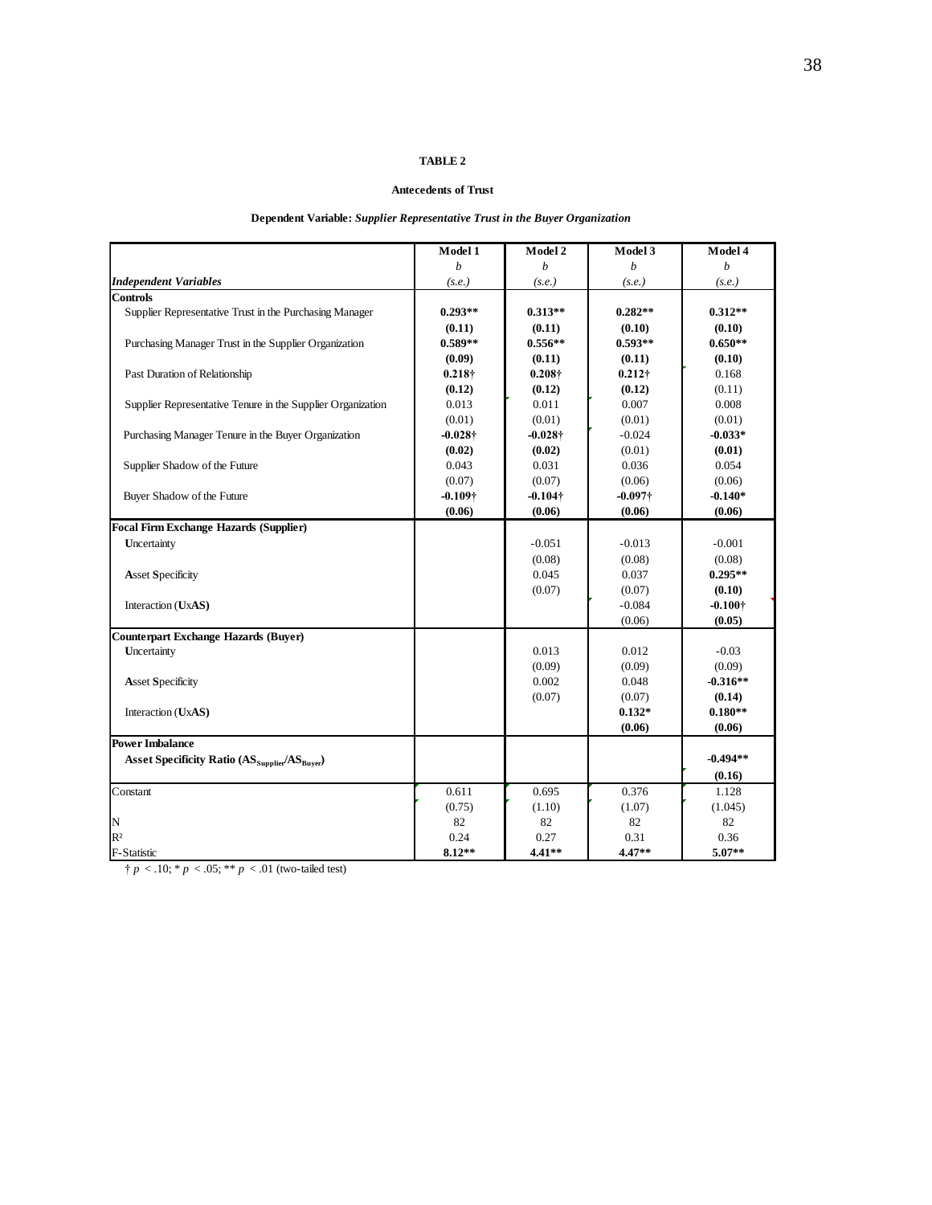**TABLE 2**

**Antecedents of Trust**

**Dependent Variable:** ***Supplier Representative Trust in the Buyer Organization***

| *Independent Variables* | Model 1<br>*b*<br>*(s.e.)* | Model 2<br>*b*<br>*(s.e.)* | Model 3<br>*b*<br>*(s.e.)* | Model 4<br>*b*<br>*(s.e.)* |
|---|---|---|---|---|
| **Controls** | | | | |
| Supplier Representative Trust in the Purchasing Manager | **0.293\*\*** | **0.313\*\*** | **0.282\*\*** | **0.312\*\*** |
| | **(0.11)** | **(0.11)** | **(0.10)** | **(0.10)** |
| Purchasing Manager Trust in the Supplier Organization | **0.589\*\*** | **0.556\*\*** | **0.593\*\*** | **0.650\*\*** |
| | **(0.09)** | **(0.11)** | **(0.11)** | **(0.10)** |
| Past Duration of Relationship | **0.218†** | **0.208†** | **0.212†** | 0.168 |
| | **(0.12)** | **(0.12)** | **(0.12)** | (0.11) |
| Supplier Representative Tenure in the Supplier Organization | 0.013 | 0.011 | 0.007 | 0.008 |
| | (0.01) | (0.01) | (0.01) | (0.01) |
| Purchasing Manager Tenure in the Buyer Organization | **-0.028†** | **-0.028†** | -0.024 | **-0.033\*** |
| | **(0.02)** | **(0.02)** | (0.01) | **(0.01)** |
| Supplier Shadow of the Future | 0.043 | 0.031 | 0.036 | 0.054 |
| | (0.07) | (0.07) | (0.06) | (0.06) |
| Buyer Shadow of the Future | **-0.109†** | **-0.104†** | **-0.097†** | **-0.140\*** |
| | **(0.06)** | **(0.06)** | **(0.06)** | **(0.06)** |
| **Focal Firm Exchange Hazards (Supplier)** | | | | |
| **U**ncertainty | | -0.051 | -0.013 | -0.001 |
| | | (0.08) | (0.08) | (0.08) |
| **A**sset **S**pecificity | | 0.045 | 0.037 | **0.295\*\*** |
| | | (0.07) | (0.07) | **(0.10)** |
| Interaction (**U**x**AS**) | | | -0.084 | **-0.100†** |
| | | | (0.06) | **(0.05)** |
| **Counterpart Exchange Hazards (Buyer)** | | | | |
| **U**ncertainty | | 0.013 | 0.012 | -0.03 |
| | | (0.09) | (0.09) | (0.09) |
| **A**sset **S**pecificity | | 0.002 | 0.048 | **-0.316\*\*** |
| | | (0.07) | (0.07) | **(0.14)** |
| Interaction (**U**x**AS**) | | | **0.132\*** | **0.180\*\*** |
| | | | **(0.06)** | **(0.06)** |
| **Power Imbalance** | | | | |
| **Asset Specificity Ratio ($AS_{Supplier}/AS_{Buyer}$)** | | | | **-0.494\*\*** |
| | | | | **(0.16)** |
| Constant | 0.611 | 0.695 | 0.376 | 1.128 |
| | (0.75) | (1.10) | (1.07) | (1.045) |
| N | 82 | 82 | 82 | 82 |
| $R^2$ | 0.24 | 0.27 | 0.31 | 0.36 |
| F-Statistic | **8.12\*\*** | **4.41\*\*** | **4.47\*\*** | **5.07\*\*** |

† $p < .10$; * $p < .05$; ** $p < .01$ (two-tailed test)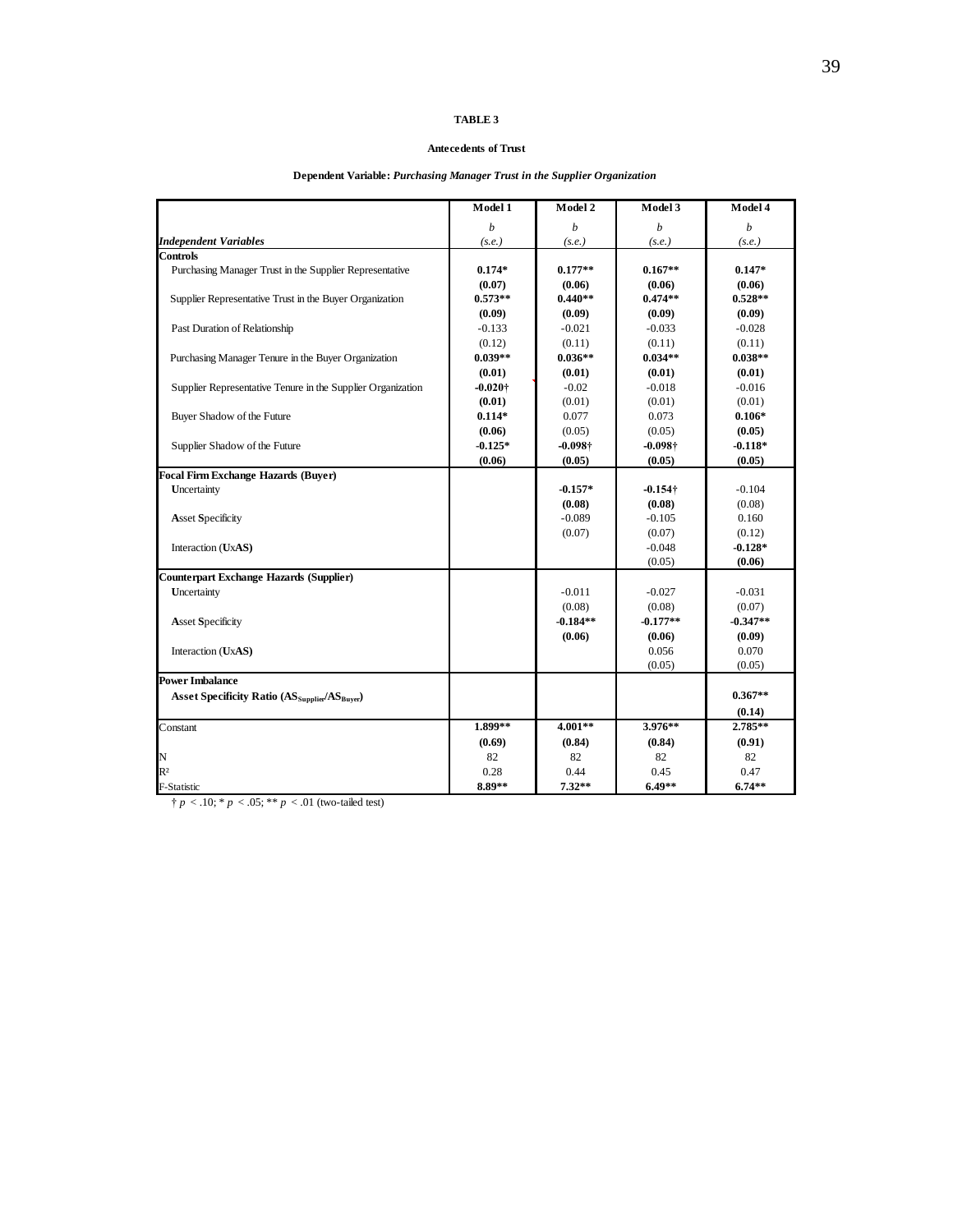**TABLE 3**

**Antecedents of Trust**

**Dependent Variable:** ***Purchasing Manager Trust in the Supplier Organization***

| | Model 1 | Model 2 | Model 3 | Model 4 |
|---|---|---|---|---|
| ***Independent Variables*** | *b* (*s.e.*) | *b* (*s.e.*) | *b* (*s.e.*) | *b* (*s.e.*) |
| **Controls** | | | | |
| Purchasing Manager Trust in the Supplier Representative | **0.174*** | **0.177**** | **0.167**** | **0.147*** |
| | **(0.07)** | **(0.06)** | **(0.06)** | **(0.06)** |
| Supplier Representative Trust in the Buyer Organization | **0.573**** | **0.440**** | **0.474**** | **0.528**** |
| | **(0.09)** | **(0.09)** | **(0.09)** | **(0.09)** |
| Past Duration of Relationship | -0.133 | -0.021 | -0.033 | -0.028 |
| | (0.12) | (0.11) | (0.11) | (0.11) |
| Purchasing Manager Tenure in the Buyer Organization | **0.039**** | **0.036**** | **0.034**** | **0.038**** |
| | **(0.01)** | **(0.01)** | **(0.01)** | **(0.01)** |
| Supplier Representative Tenure in the Supplier Organization | **-0.020†** | -0.02 | -0.018 | -0.016 |
| | **(0.01)** | (0.01) | (0.01) | (0.01) |
| Buyer Shadow of the Future | **0.114*** | 0.077 | 0.073 | **0.106*** |
| | **(0.06)** | (0.05) | (0.05) | **(0.05)** |
| Supplier Shadow of the Future | **-0.125*** | **-0.098†** | **-0.098†** | **-0.118*** |
| | **(0.06)** | **(0.05)** | **(0.05)** | **(0.05)** |
| **Focal Firm Exchange Hazards (Buyer)** | | | | |
| **U**ncertainty | | **-0.157*** | **-0.154†** | -0.104 |
| | | **(0.08)** | **(0.08)** | (0.08) |
| **A**sset **S**pecificity | | -0.089 | -0.105 | 0.160 |
| | | (0.07) | (0.07) | (0.12) |
| Interaction (**U**x**AS**) | | | -0.048 | **-0.128*** |
| | | | (0.05) | **(0.06)** |
| **Counterpart Exchange Hazards (Supplier)** | | | | |
| **U**ncertainty | | -0.011 | -0.027 | -0.031 |
| | | (0.08) | (0.08) | (0.07) |
| **A**sset **S**pecificity | | **-0.184**** | **-0.177**** | **-0.347**** |
| | | **(0.06)** | **(0.06)** | **(0.09)** |
| Interaction (**U**x**AS**) | | | 0.056 | 0.070 |
| | | | (0.05) | (0.05) |
| **Power Imbalance** | | | | |
| **Asset Specificity Ratio ($AS_{Supplier}/AS_{Buyer}$)** | | | | **0.367**** |
| | | | | **(0.14)** |
| Constant | **1.899**** | **4.001**** | **3.976**** | **2.785**** |
| | **(0.69)** | **(0.84)** | **(0.84)** | **(0.91)** |
| N | 82 | 82 | 82 | 82 |
| $R^2$ | 0.28 | 0.44 | 0.45 | 0.47 |
| F-Statistic | **8.89**** | **7.32**** | **6.49**** | **6.74**** |

† $p < .10$; * $p < .05$; ** $p < .01$ (two-tailed test)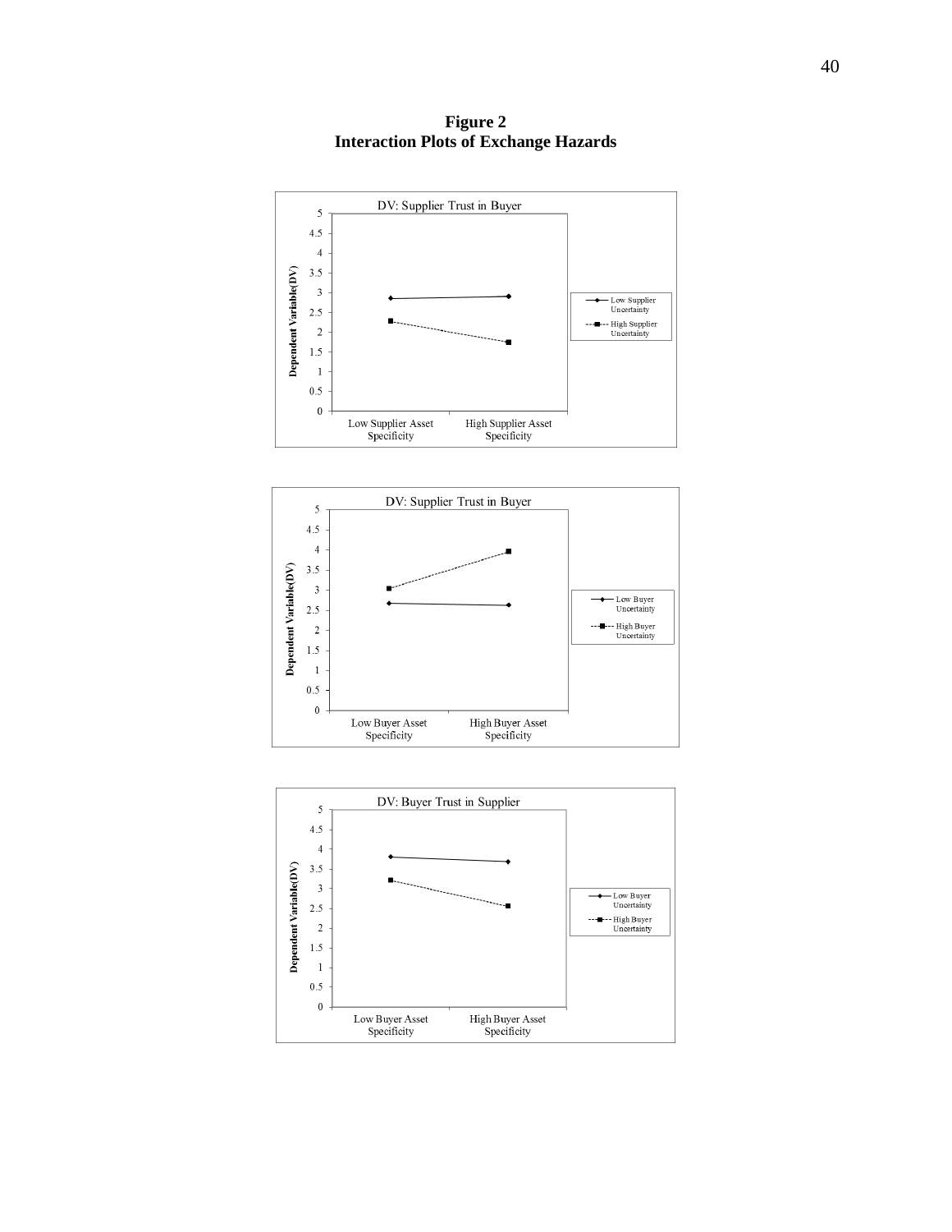**Figure 2**
**Interaction Plots of Exchange Hazards**

DV: Supplier Trust in Buyer

Dependent Variable(DV)

5
4.5
4
3.5
3
2.5
2
1.5
1
0.5
0

Low Supplier Asset Specificity
High Supplier Asset Specificity

Low Supplier Uncertainty
High Supplier Uncertainty

DV: Supplier Trust in Buyer

Dependent Variable(DV)

5
4.5
4
3.5
3
2.5
2
1.5
1
0.5
0

Low Buyer Asset Specificity
High Buyer Asset Specificity

Low Buyer Uncertainty
High Buyer Uncertainty

DV: Buyer Trust in Supplier

Dependent Variable(DV)

5
4.5
4
3.5
3
2.5
2
1.5
1
0.5
0

Low Buyer Asset Specificity
High Buyer Asset Specificity

Low Buyer Uncertainty
High Buyer Uncertainty